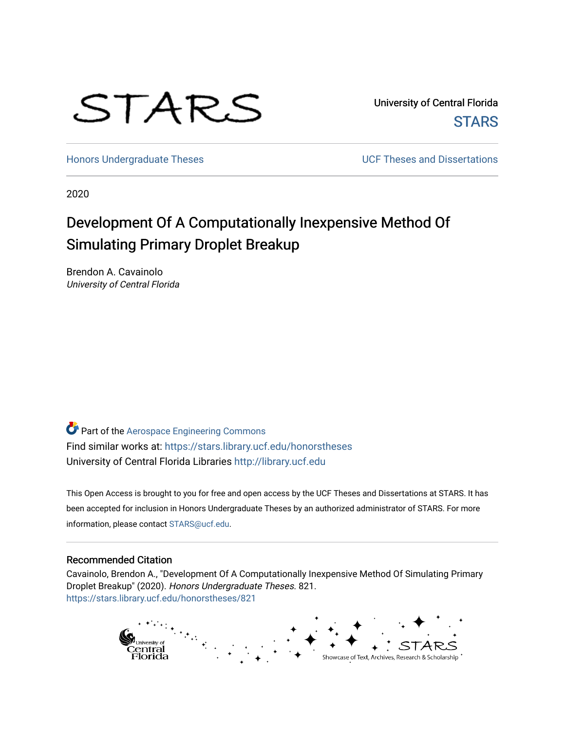STARS

University of Central Florida

STARS

Honors Undergraduate Theses

UCF Theses and Dissertations

2020

# Development Of A Computationally Inexpensive Method Of Simulating Primary Droplet Breakup

Brendon A. Cavainolo
*University of Central Florida*

Part of the Aerospace Engineering Commons
Find similar works at: https://stars.library.ucf.edu/honorstheses
University of Central Florida Libraries http://library.ucf.edu

This Open Access is brought to you for free and open access by the UCF Theses and Dissertations at STARS. It has been accepted for inclusion in Honors Undergraduate Theses by an authorized administrator of STARS. For more information, please contact STARS@ucf.edu.

## Recommended Citation

Cavainolo, Brendon A., "Development Of A Computationally Inexpensive Method Of Simulating Primary Droplet Breakup" (2020). *Honors Undergraduate Theses*. 821.
https://stars.library.ucf.edu/honorstheses/821

University of Central Florida

STARS
Showcase of Text, Archives, Research & Scholarship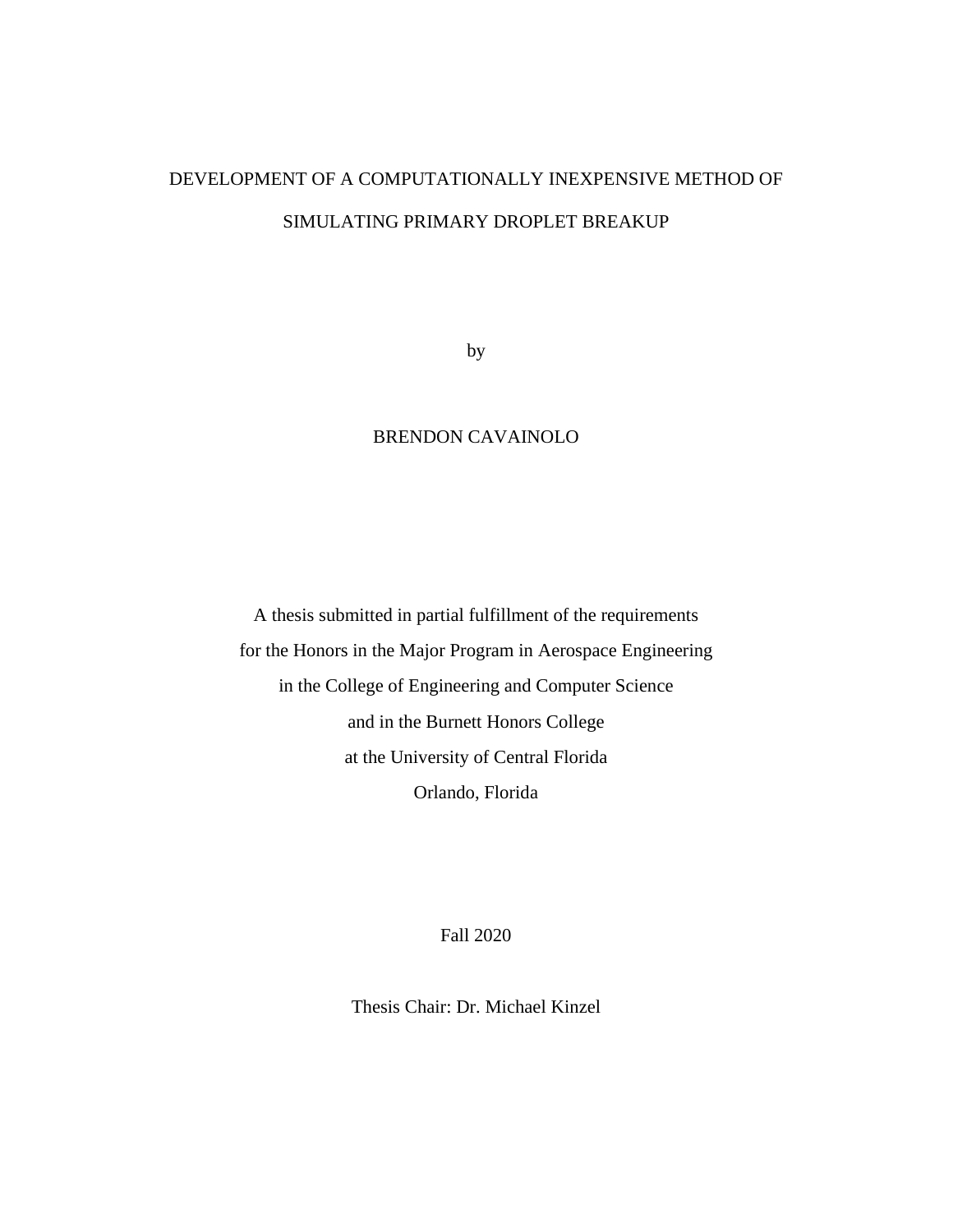# DEVELOPMENT OF A COMPUTATIONALLY INEXPENSIVE METHOD OF SIMULATING PRIMARY DROPLET BREAKUP

by

BRENDON CAVAINOLO

A thesis submitted in partial fulfillment of the requirements
for the Honors in the Major Program in Aerospace Engineering
in the College of Engineering and Computer Science
and in the Burnett Honors College
at the University of Central Florida
Orlando, Florida

Fall 2020

Thesis Chair: Dr. Michael Kinzel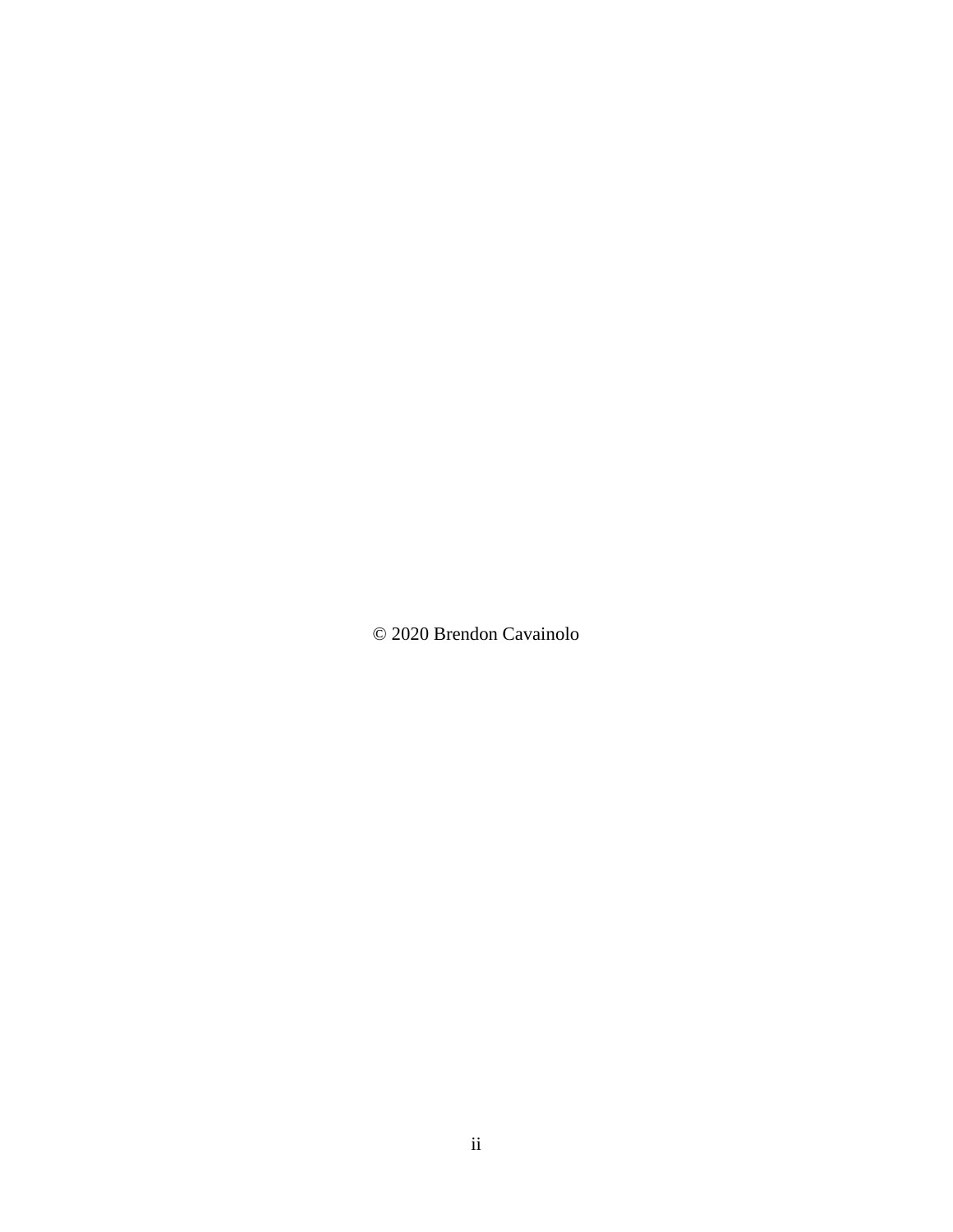© 2020 Brendon Cavainolo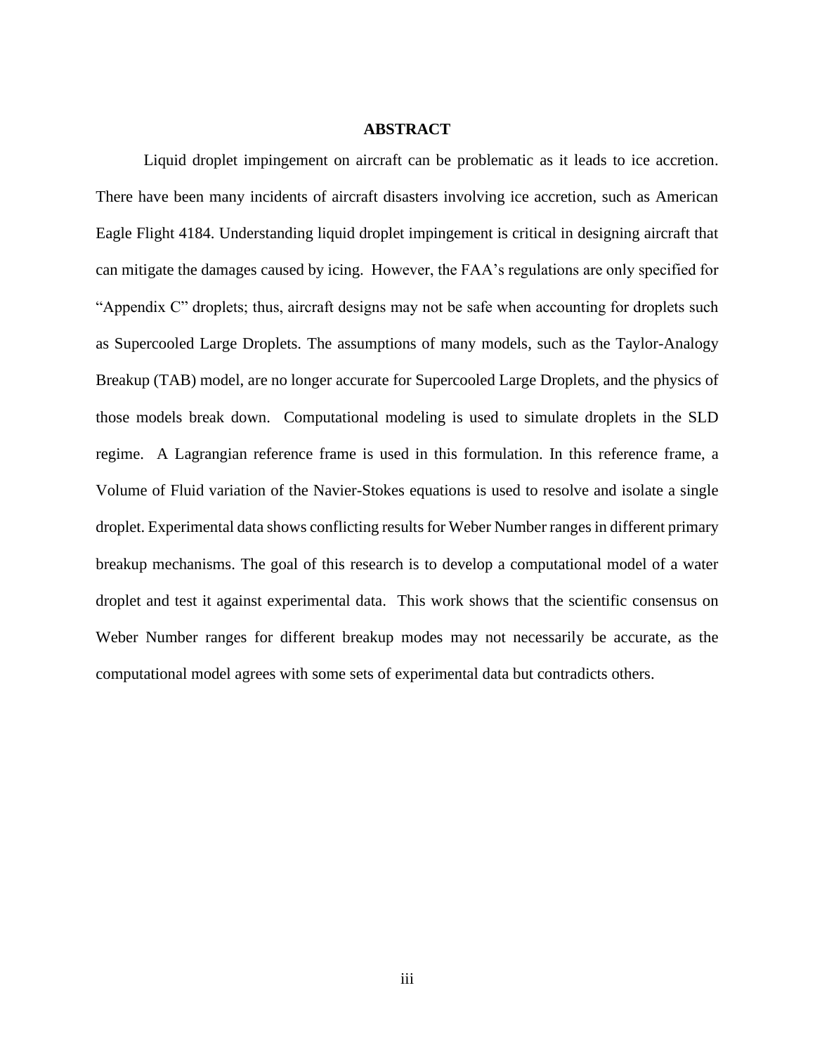# ABSTRACT

Liquid droplet impingement on aircraft can be problematic as it leads to ice accretion. There have been many incidents of aircraft disasters involving ice accretion, such as American Eagle Flight 4184. Understanding liquid droplet impingement is critical in designing aircraft that can mitigate the damages caused by icing. However, the FAA's regulations are only specified for "Appendix C" droplets; thus, aircraft designs may not be safe when accounting for droplets such as Supercooled Large Droplets. The assumptions of many models, such as the Taylor-Analogy Breakup (TAB) model, are no longer accurate for Supercooled Large Droplets, and the physics of those models break down. Computational modeling is used to simulate droplets in the SLD regime. A Lagrangian reference frame is used in this formulation. In this reference frame, a Volume of Fluid variation of the Navier-Stokes equations is used to resolve and isolate a single droplet. Experimental data shows conflicting results for Weber Number ranges in different primary breakup mechanisms. The goal of this research is to develop a computational model of a water droplet and test it against experimental data. This work shows that the scientific consensus on Weber Number ranges for different breakup modes may not necessarily be accurate, as the computational model agrees with some sets of experimental data but contradicts others.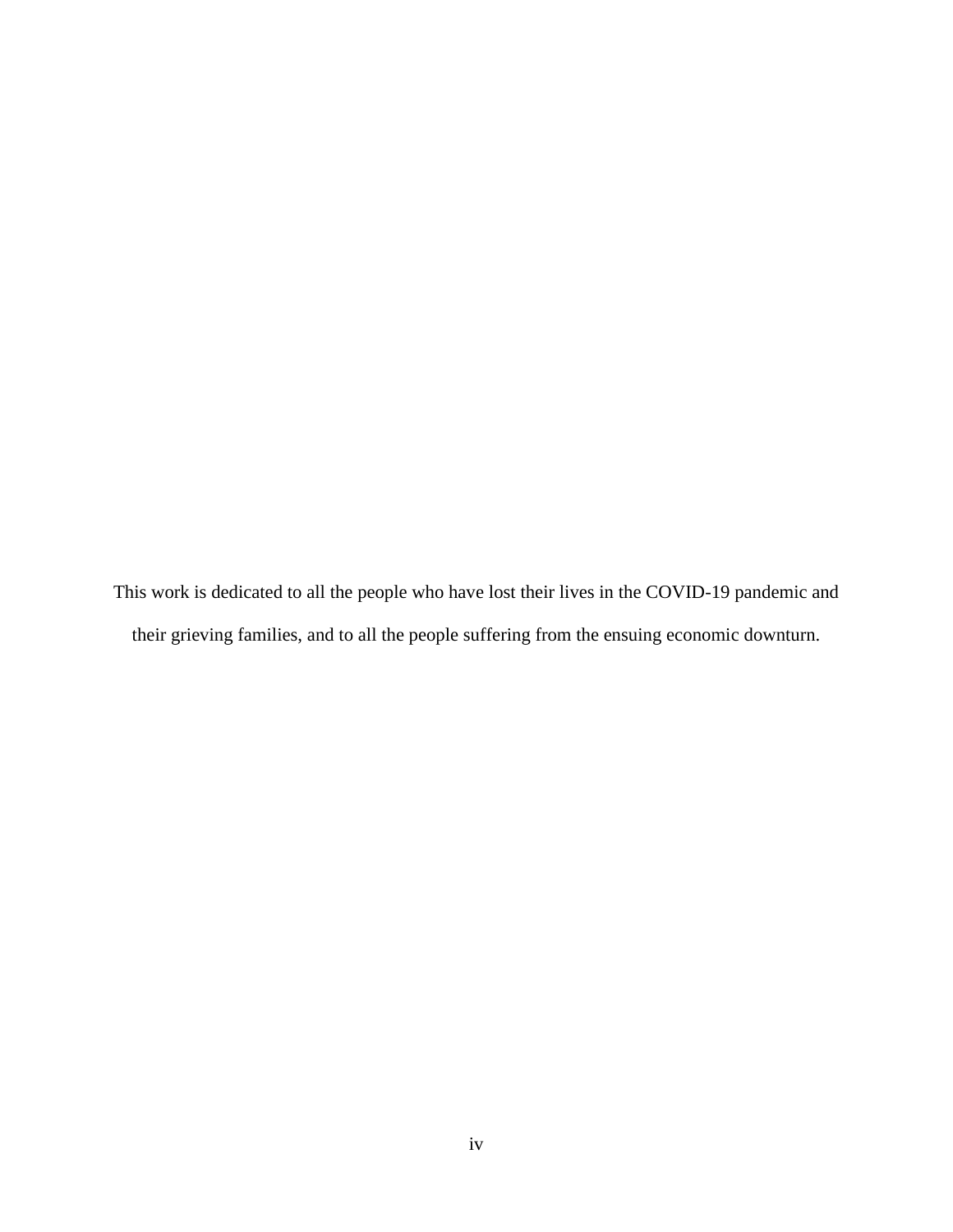This work is dedicated to all the people who have lost their lives in the COVID-19 pandemic and their grieving families, and to all the people suffering from the ensuing economic downturn.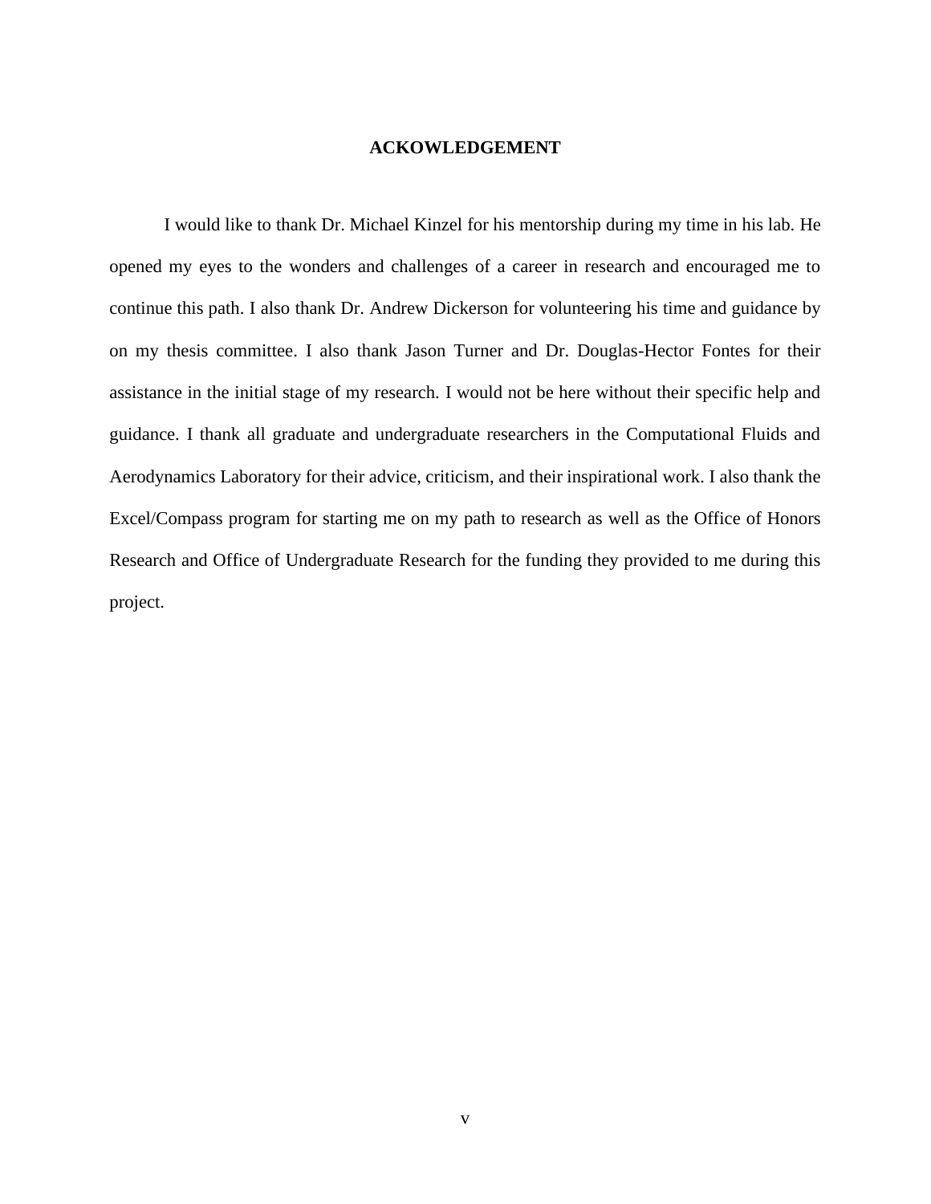# ACKOWLEDGEMENT

I would like to thank Dr. Michael Kinzel for his mentorship during my time in his lab. He opened my eyes to the wonders and challenges of a career in research and encouraged me to continue this path. I also thank Dr. Andrew Dickerson for volunteering his time and guidance by on my thesis committee. I also thank Jason Turner and Dr. Douglas-Hector Fontes for their assistance in the initial stage of my research. I would not be here without their specific help and guidance. I thank all graduate and undergraduate researchers in the Computational Fluids and Aerodynamics Laboratory for their advice, criticism, and their inspirational work. I also thank the Excel/Compass program for starting me on my path to research as well as the Office of Honors Research and Office of Undergraduate Research for the funding they provided to me during this project.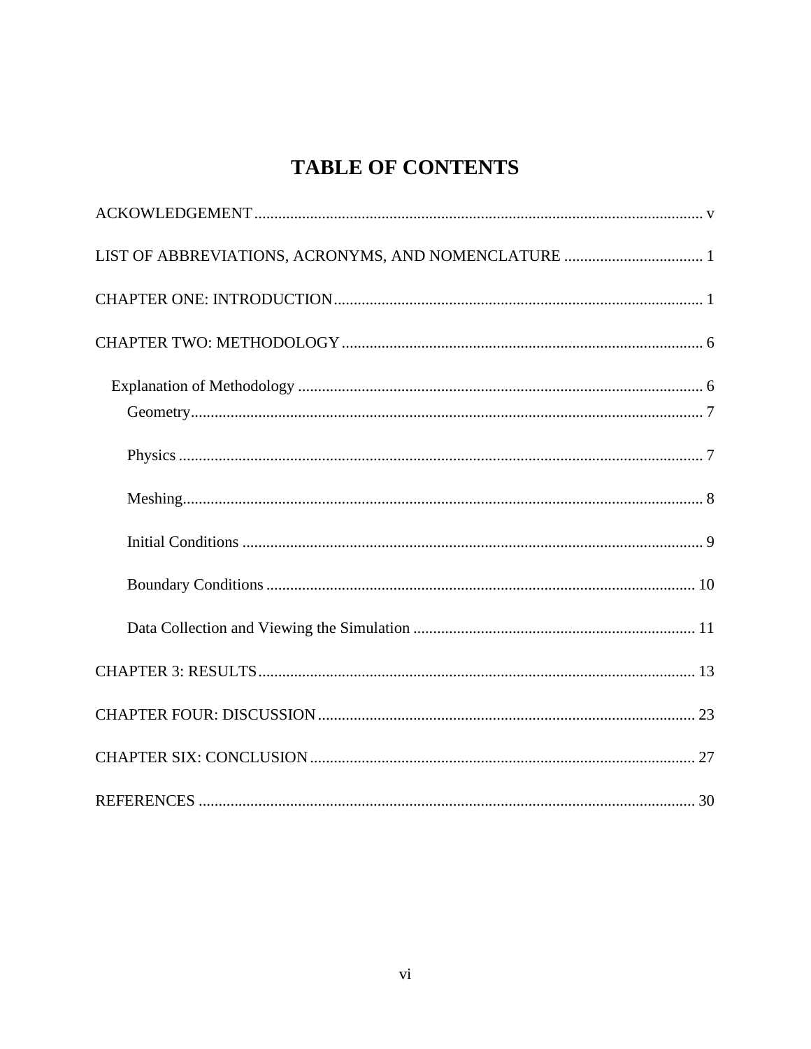# TABLE OF CONTENTS

ACKOWLEDGEMENT ........................................................................................................ v

LIST OF ABBREVIATIONS, ACRONYMS, AND NOMENCLATURE ................................... 1

CHAPTER ONE: INTRODUCTION ........................................................................................ 1

CHAPTER TWO: METHODOLOGY ...................................................................................... 6

- Explanation of Methodology ........................................................................................ 6
  - Geometry ............................................................................................................... 7
  - Physics ................................................................................................................... 7
  - Meshing .................................................................................................................. 8
  - Initial Conditions .................................................................................................... 9
  - Boundary Conditions ............................................................................................. 10
  - Data Collection and Viewing the Simulation ....................................................... 11

CHAPTER 3: RESULTS ......................................................................................................... 13

CHAPTER FOUR: DISCUSSION .......................................................................................... 23

CHAPTER SIX: CONCLUSION ............................................................................................ 27

REFERENCES ........................................................................................................................ 30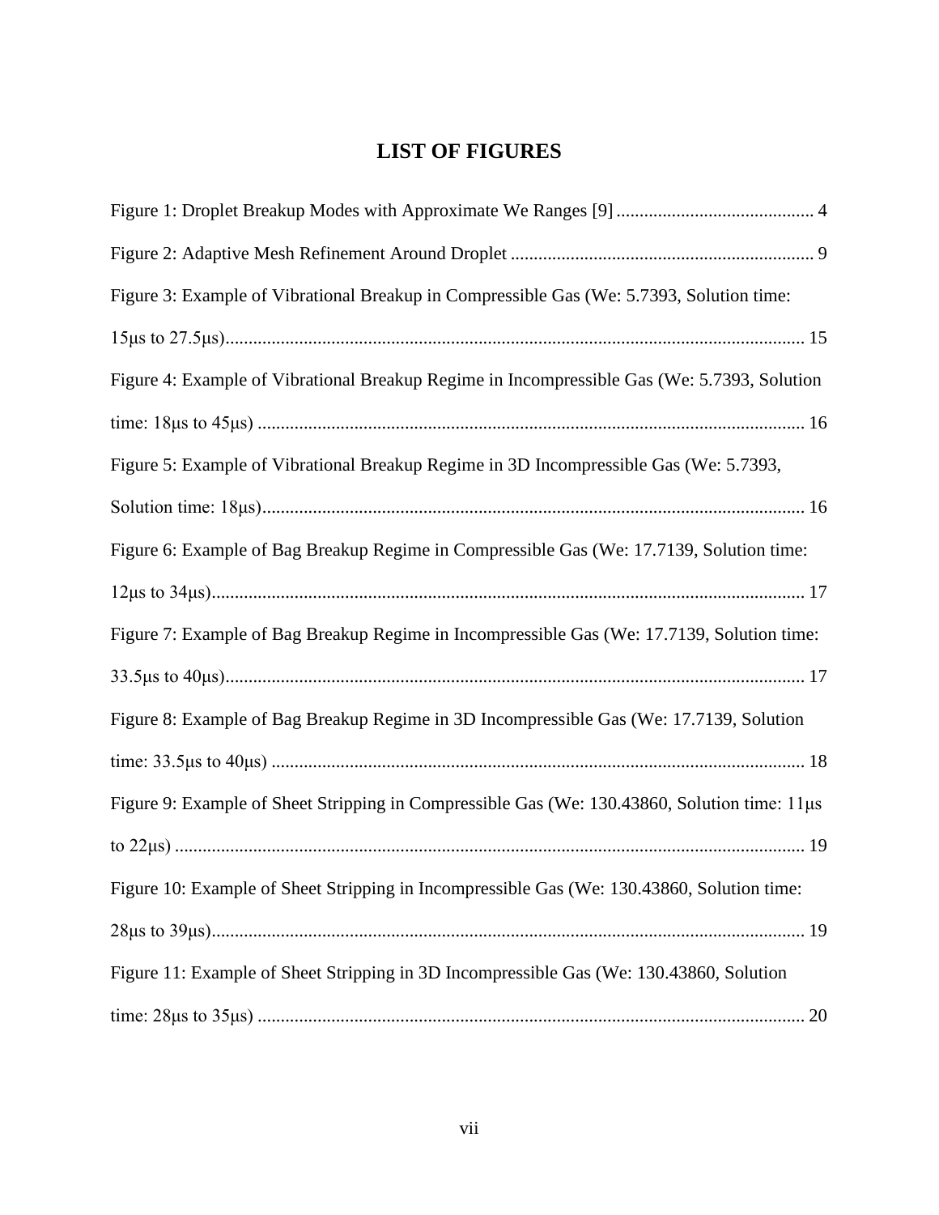# LIST OF FIGURES

Figure 1: Droplet Breakup Modes with Approximate We Ranges [9] ........................................... 4

Figure 2: Adaptive Mesh Refinement Around Droplet ................................................................. 9

Figure 3: Example of Vibrational Breakup in Compressible Gas (We: 5.7393, Solution time: 15μs to 27.5μs)............................................................................................................................ 15

Figure 4: Example of Vibrational Breakup Regime in Incompressible Gas (We: 5.7393, Solution time: 18μs to 45μs) ...................................................................................................................... 16

Figure 5: Example of Vibrational Breakup Regime in 3D Incompressible Gas (We: 5.7393, Solution time: 18μs)..................................................................................................................... 16

Figure 6: Example of Bag Breakup Regime in Compressible Gas (We: 17.7139, Solution time: 12μs to 34μs)................................................................................................................................ 17

Figure 7: Example of Bag Breakup Regime in Incompressible Gas (We: 17.7139, Solution time: 33.5μs to 40μs)............................................................................................................................. 17

Figure 8: Example of Bag Breakup Regime in 3D Incompressible Gas (We: 17.7139, Solution time: 33.5μs to 40μs) ................................................................................................................... 18

Figure 9: Example of Sheet Stripping in Compressible Gas (We: 130.43860, Solution time: 11μs to 22μs) ........................................................................................................................................ 19

Figure 10: Example of Sheet Stripping in Incompressible Gas (We: 130.43860, Solution time: 28μs to 39μs)................................................................................................................................ 19

Figure 11: Example of Sheet Stripping in 3D Incompressible Gas (We: 130.43860, Solution time: 28μs to 35μs) ...................................................................................................................... 20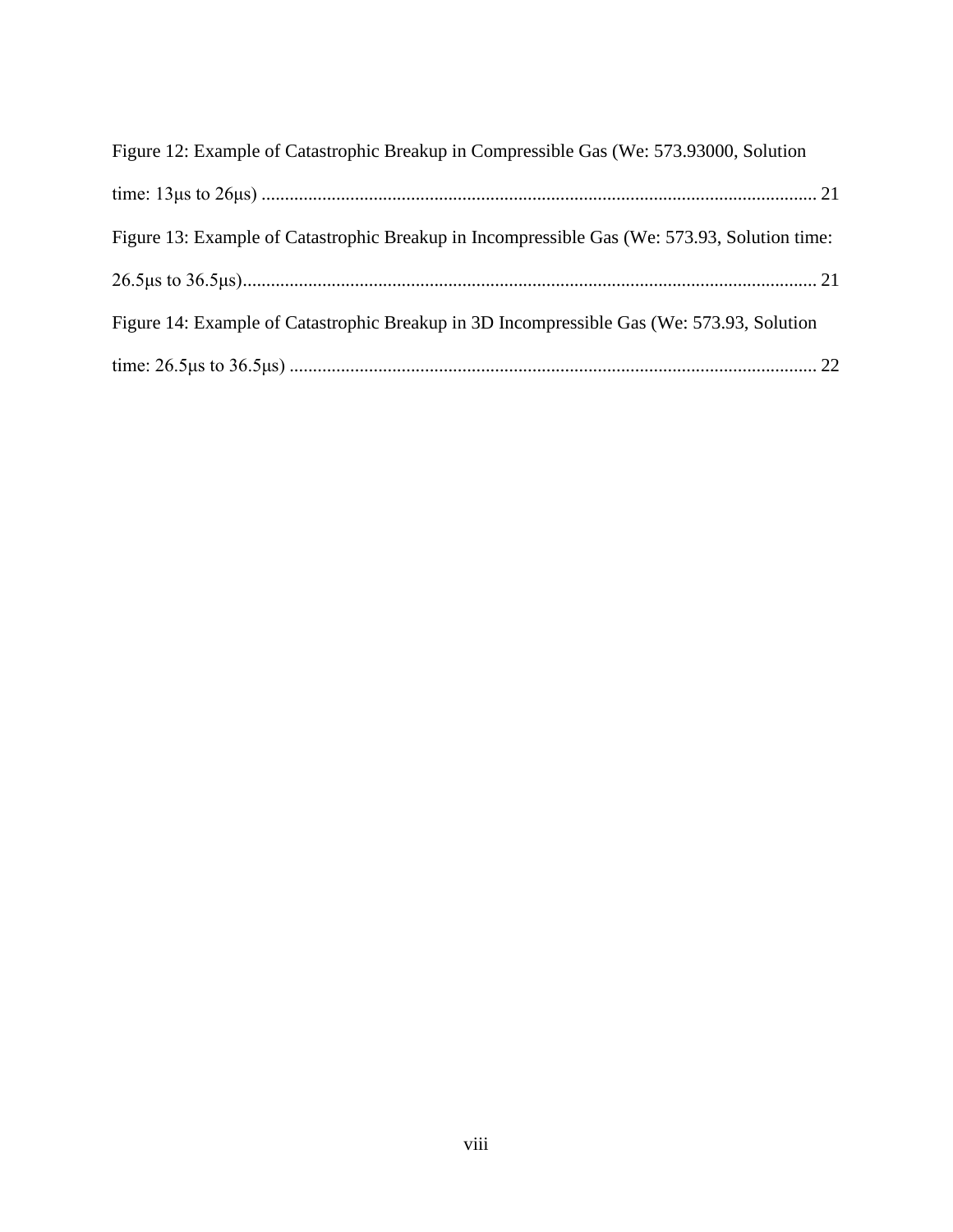Figure 12: Example of Catastrophic Breakup in Compressible Gas (We: 573.93000, Solution time: 13μs to 26μs) ...................................................................................................................... 21

Figure 13: Example of Catastrophic Breakup in Incompressible Gas (We: 573.93, Solution time: 26.5μs to 36.5μs).......................................................................................................................... 21

Figure 14: Example of Catastrophic Breakup in 3D Incompressible Gas (We: 573.93, Solution time: 26.5μs to 36.5μs) ................................................................................................................ 22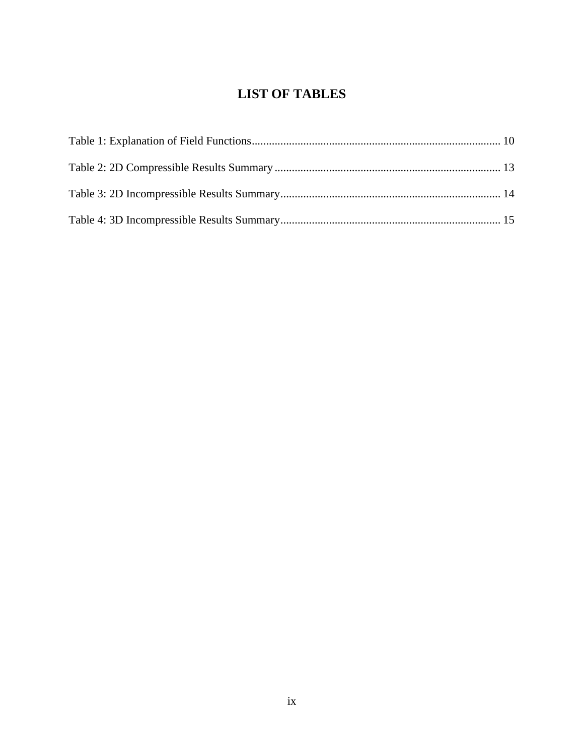# LIST OF TABLES

Table 1: Explanation of Field Functions....................................................................................... 10

Table 2: 2D Compressible Results Summary ............................................................................... 13

Table 3: 2D Incompressible Results Summary............................................................................. 14

Table 4: 3D Incompressible Results Summary............................................................................. 15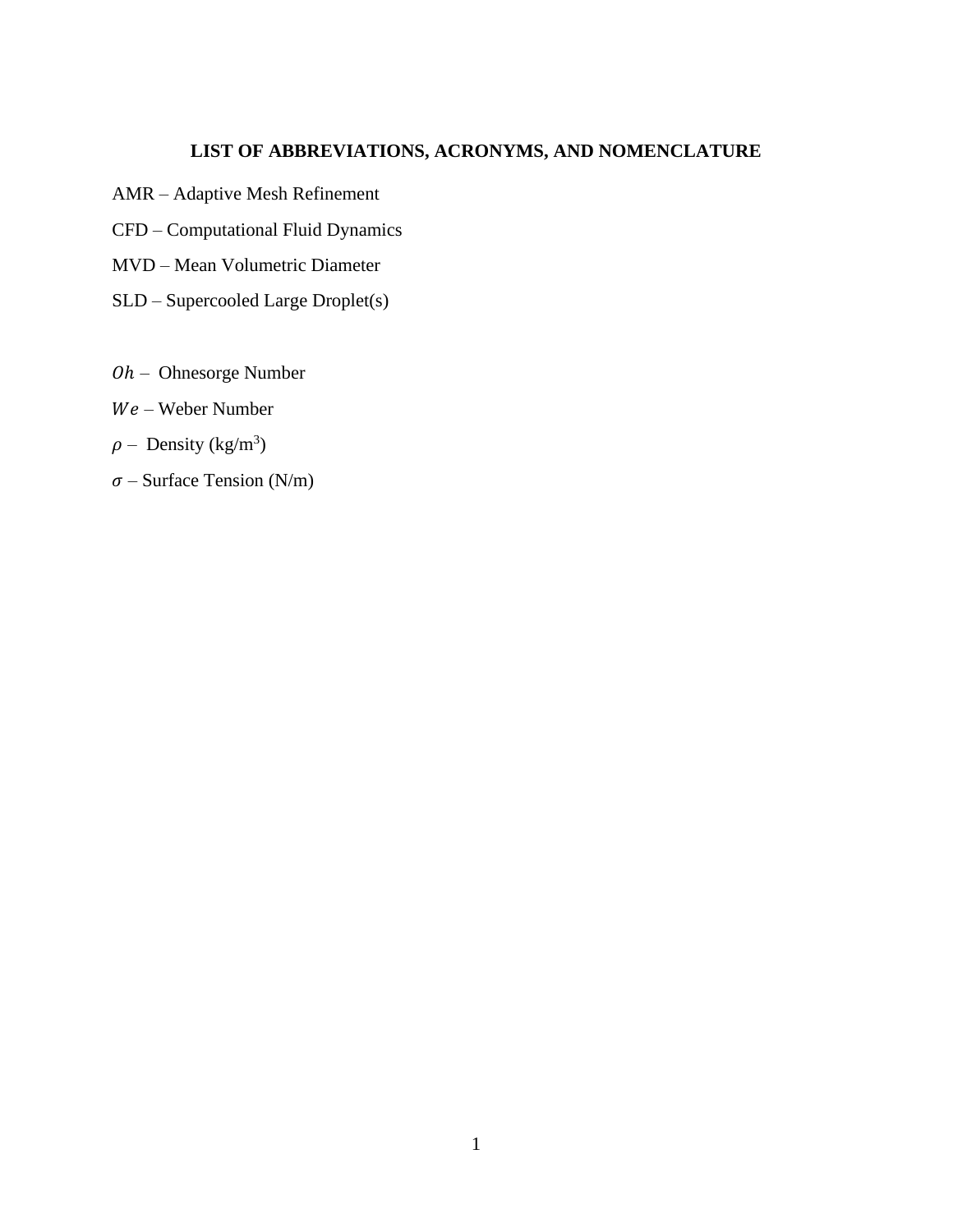## LIST OF ABBREVIATIONS, ACRONYMS, AND NOMENCLATURE

AMR – Adaptive Mesh Refinement

CFD – Computational Fluid Dynamics

MVD – Mean Volumetric Diameter

SLD – Supercooled Large Droplet(s)

$Oh$ – Ohnesorge Number

$We$ – Weber Number

$\rho$ – Density ($kg/m^3$)

$\sigma$ – Surface Tension (N/m)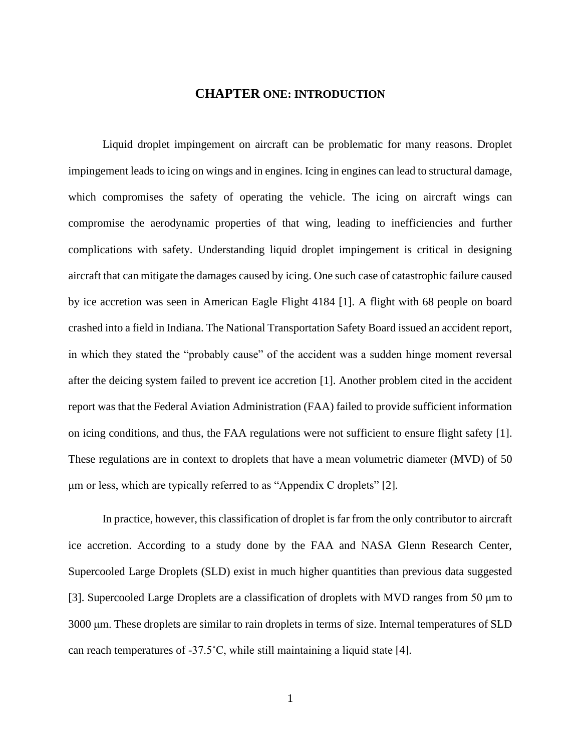# CHAPTER ONE: INTRODUCTION

Liquid droplet impingement on aircraft can be problematic for many reasons. Droplet impingement leads to icing on wings and in engines. Icing in engines can lead to structural damage, which compromises the safety of operating the vehicle. The icing on aircraft wings can compromise the aerodynamic properties of that wing, leading to inefficiencies and further complications with safety. Understanding liquid droplet impingement is critical in designing aircraft that can mitigate the damages caused by icing. One such case of catastrophic failure caused by ice accretion was seen in American Eagle Flight 4184 [1]. A flight with 68 people on board crashed into a field in Indiana. The National Transportation Safety Board issued an accident report, in which they stated the "probably cause" of the accident was a sudden hinge moment reversal after the deicing system failed to prevent ice accretion [1]. Another problem cited in the accident report was that the Federal Aviation Administration (FAA) failed to provide sufficient information on icing conditions, and thus, the FAA regulations were not sufficient to ensure flight safety [1]. These regulations are in context to droplets that have a mean volumetric diameter (MVD) of 50 μm or less, which are typically referred to as "Appendix C droplets" [2].

In practice, however, this classification of droplet is far from the only contributor to aircraft ice accretion. According to a study done by the FAA and NASA Glenn Research Center, Supercooled Large Droplets (SLD) exist in much higher quantities than previous data suggested [3]. Supercooled Large Droplets are a classification of droplets with MVD ranges from 50 μm to 3000 μm. These droplets are similar to rain droplets in terms of size. Internal temperatures of SLD can reach temperatures of -37.5˚C, while still maintaining a liquid state [4].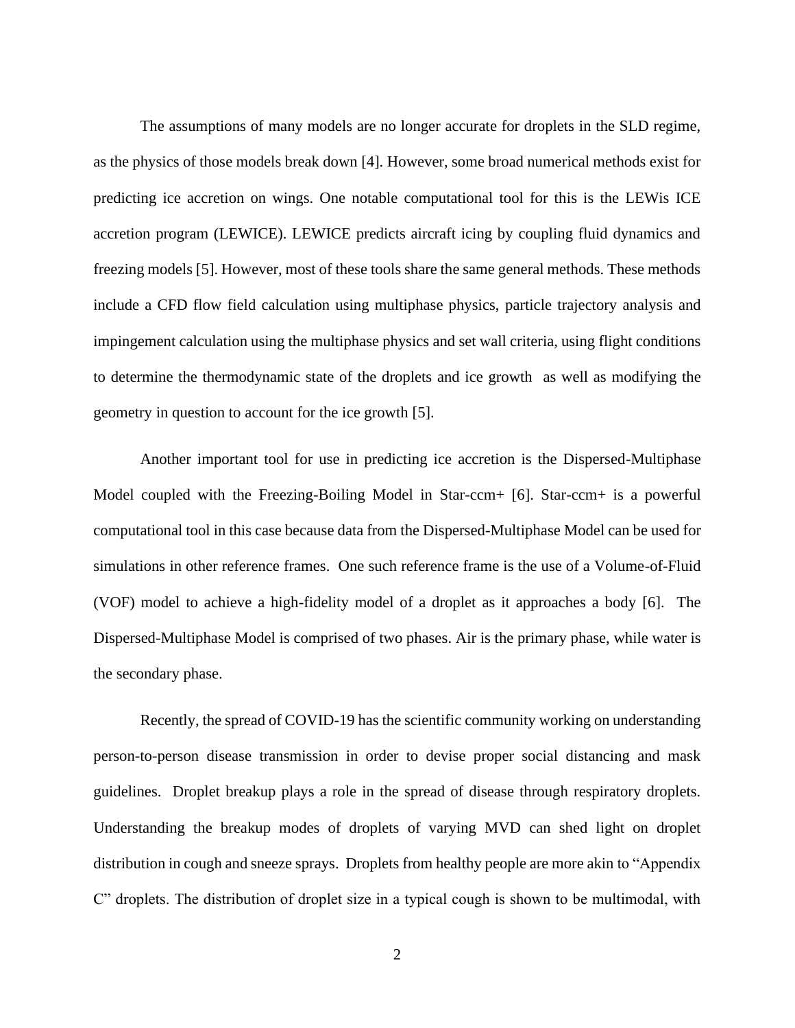The assumptions of many models are no longer accurate for droplets in the SLD regime, as the physics of those models break down [4]. However, some broad numerical methods exist for predicting ice accretion on wings. One notable computational tool for this is the LEWis ICE accretion program (LEWICE). LEWICE predicts aircraft icing by coupling fluid dynamics and freezing models [5]. However, most of these tools share the same general methods. These methods include a CFD flow field calculation using multiphase physics, particle trajectory analysis and impingement calculation using the multiphase physics and set wall criteria, using flight conditions to determine the thermodynamic state of the droplets and ice growth as well as modifying the geometry in question to account for the ice growth [5].

Another important tool for use in predicting ice accretion is the Dispersed-Multiphase Model coupled with the Freezing-Boiling Model in Star-ccm+ [6]. Star-ccm+ is a powerful computational tool in this case because data from the Dispersed-Multiphase Model can be used for simulations in other reference frames. One such reference frame is the use of a Volume-of-Fluid (VOF) model to achieve a high-fidelity model of a droplet as it approaches a body [6]. The Dispersed-Multiphase Model is comprised of two phases. Air is the primary phase, while water is the secondary phase.

Recently, the spread of COVID-19 has the scientific community working on understanding person-to-person disease transmission in order to devise proper social distancing and mask guidelines. Droplet breakup plays a role in the spread of disease through respiratory droplets. Understanding the breakup modes of droplets of varying MVD can shed light on droplet distribution in cough and sneeze sprays. Droplets from healthy people are more akin to "Appendix C" droplets. The distribution of droplet size in a typical cough is shown to be multimodal, with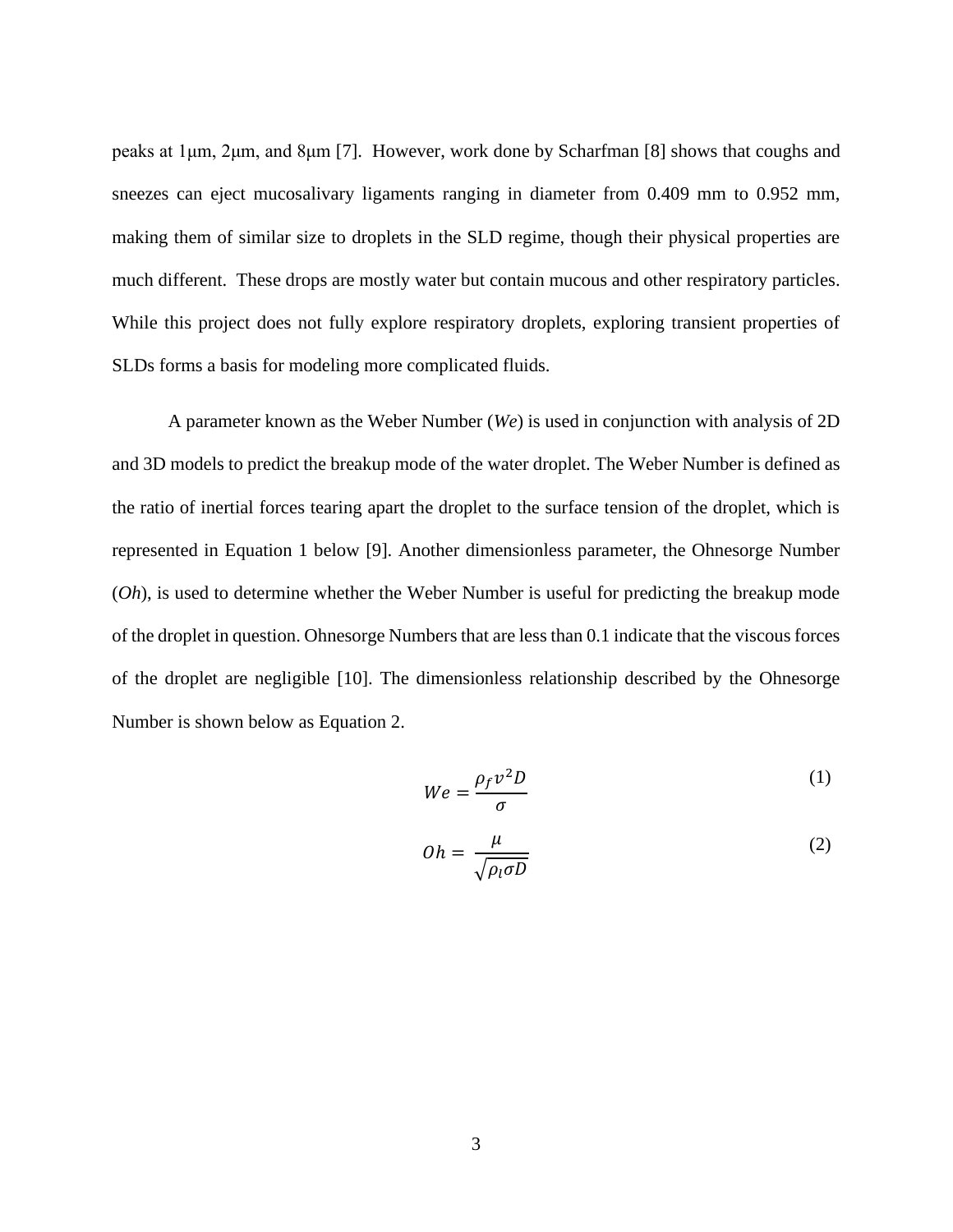peaks at 1μm, 2μm, and 8μm [7]. However, work done by Scharfman [8] shows that coughs and sneezes can eject mucosalivary ligaments ranging in diameter from 0.409 mm to 0.952 mm, making them of similar size to droplets in the SLD regime, though their physical properties are much different. These drops are mostly water but contain mucous and other respiratory particles. While this project does not fully explore respiratory droplets, exploring transient properties of SLDs forms a basis for modeling more complicated fluids.

A parameter known as the Weber Number (*We*) is used in conjunction with analysis of 2D and 3D models to predict the breakup mode of the water droplet. The Weber Number is defined as the ratio of inertial forces tearing apart the droplet to the surface tension of the droplet, which is represented in Equation 1 below [9]. Another dimensionless parameter, the Ohnesorge Number (*Oh*), is used to determine whether the Weber Number is useful for predicting the breakup mode of the droplet in question. Ohnesorge Numbers that are less than 0.1 indicate that the viscous forces of the droplet are negligible [10]. The dimensionless relationship described by the Ohnesorge Number is shown below as Equation 2.

$$We = \frac{\rho_f v^2 D}{\sigma} \tag{1}$$

$$Oh = \frac{\mu}{\sqrt{\rho_l \sigma D}} \tag{2}$$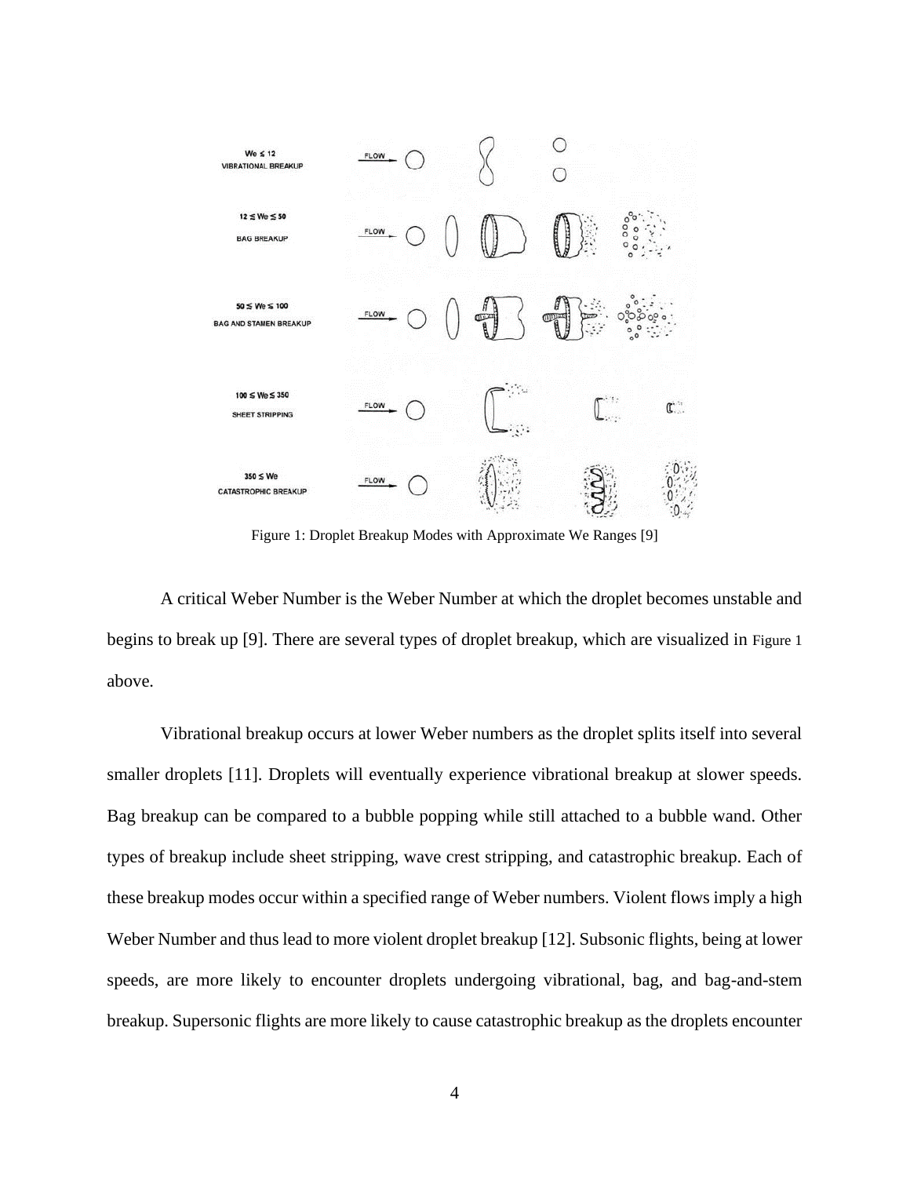Figure 1: Droplet Breakup Modes with Approximate We Ranges [9]

A critical Weber Number is the Weber Number at which the droplet becomes unstable and begins to break up [9]. There are several types of droplet breakup, which are visualized in Figure 1 above.

Vibrational breakup occurs at lower Weber numbers as the droplet splits itself into several smaller droplets [11]. Droplets will eventually experience vibrational breakup at slower speeds. Bag breakup can be compared to a bubble popping while still attached to a bubble wand. Other types of breakup include sheet stripping, wave crest stripping, and catastrophic breakup. Each of these breakup modes occur within a specified range of Weber numbers. Violent flows imply a high Weber Number and thus lead to more violent droplet breakup [12]. Subsonic flights, being at lower speeds, are more likely to encounter droplets undergoing vibrational, bag, and bag-and-stem breakup. Supersonic flights are more likely to cause catastrophic breakup as the droplets encounter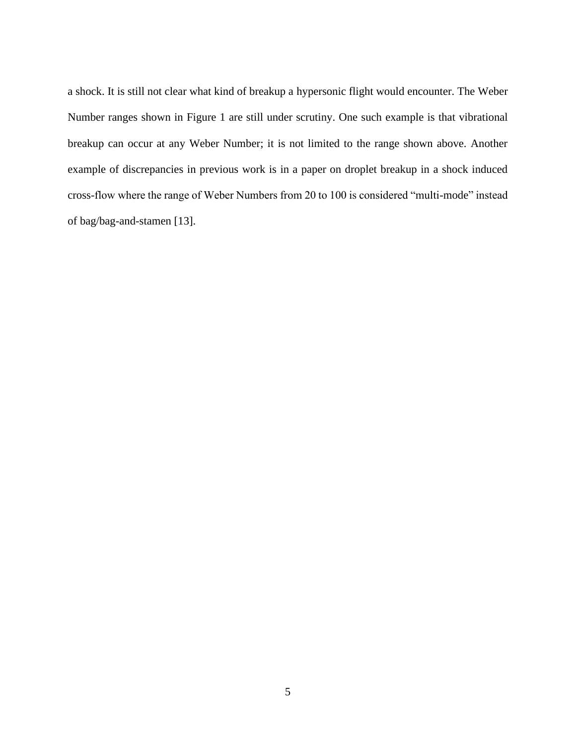a shock. It is still not clear what kind of breakup a hypersonic flight would encounter. The Weber Number ranges shown in Figure 1 are still under scrutiny. One such example is that vibrational breakup can occur at any Weber Number; it is not limited to the range shown above. Another example of discrepancies in previous work is in a paper on droplet breakup in a shock induced cross-flow where the range of Weber Numbers from 20 to 100 is considered "multi-mode" instead of bag/bag-and-stamen [13].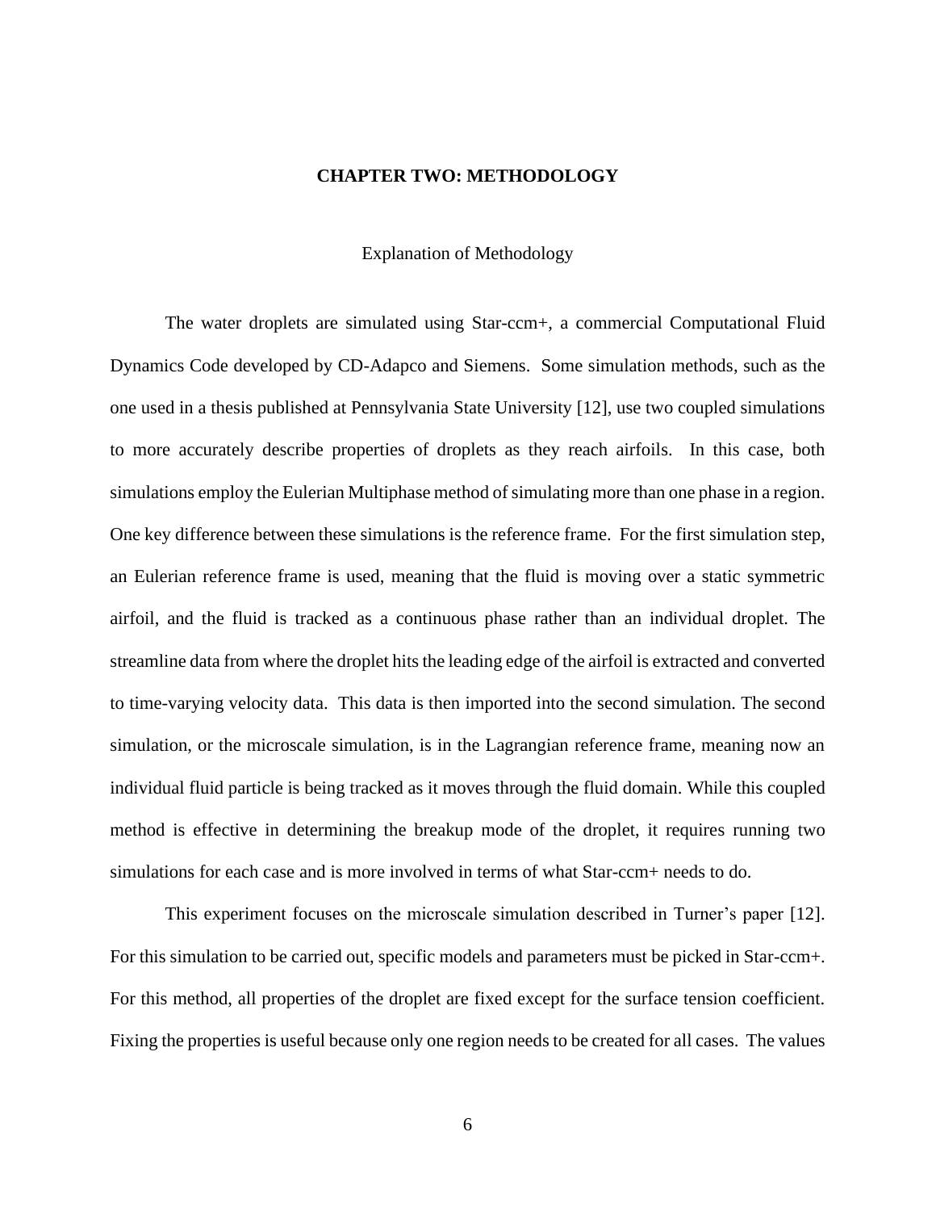# CHAPTER TWO: METHODOLOGY

## Explanation of Methodology

The water droplets are simulated using Star-ccm+, a commercial Computational Fluid Dynamics Code developed by CD-Adapco and Siemens. Some simulation methods, such as the one used in a thesis published at Pennsylvania State University [12], use two coupled simulations to more accurately describe properties of droplets as they reach airfoils. In this case, both simulations employ the Eulerian Multiphase method of simulating more than one phase in a region. One key difference between these simulations is the reference frame. For the first simulation step, an Eulerian reference frame is used, meaning that the fluid is moving over a static symmetric airfoil, and the fluid is tracked as a continuous phase rather than an individual droplet. The streamline data from where the droplet hits the leading edge of the airfoil is extracted and converted to time-varying velocity data. This data is then imported into the second simulation. The second simulation, or the microscale simulation, is in the Lagrangian reference frame, meaning now an individual fluid particle is being tracked as it moves through the fluid domain. While this coupled method is effective in determining the breakup mode of the droplet, it requires running two simulations for each case and is more involved in terms of what Star-ccm+ needs to do.

This experiment focuses on the microscale simulation described in Turner's paper [12]. For this simulation to be carried out, specific models and parameters must be picked in Star-ccm+. For this method, all properties of the droplet are fixed except for the surface tension coefficient. Fixing the properties is useful because only one region needs to be created for all cases. The values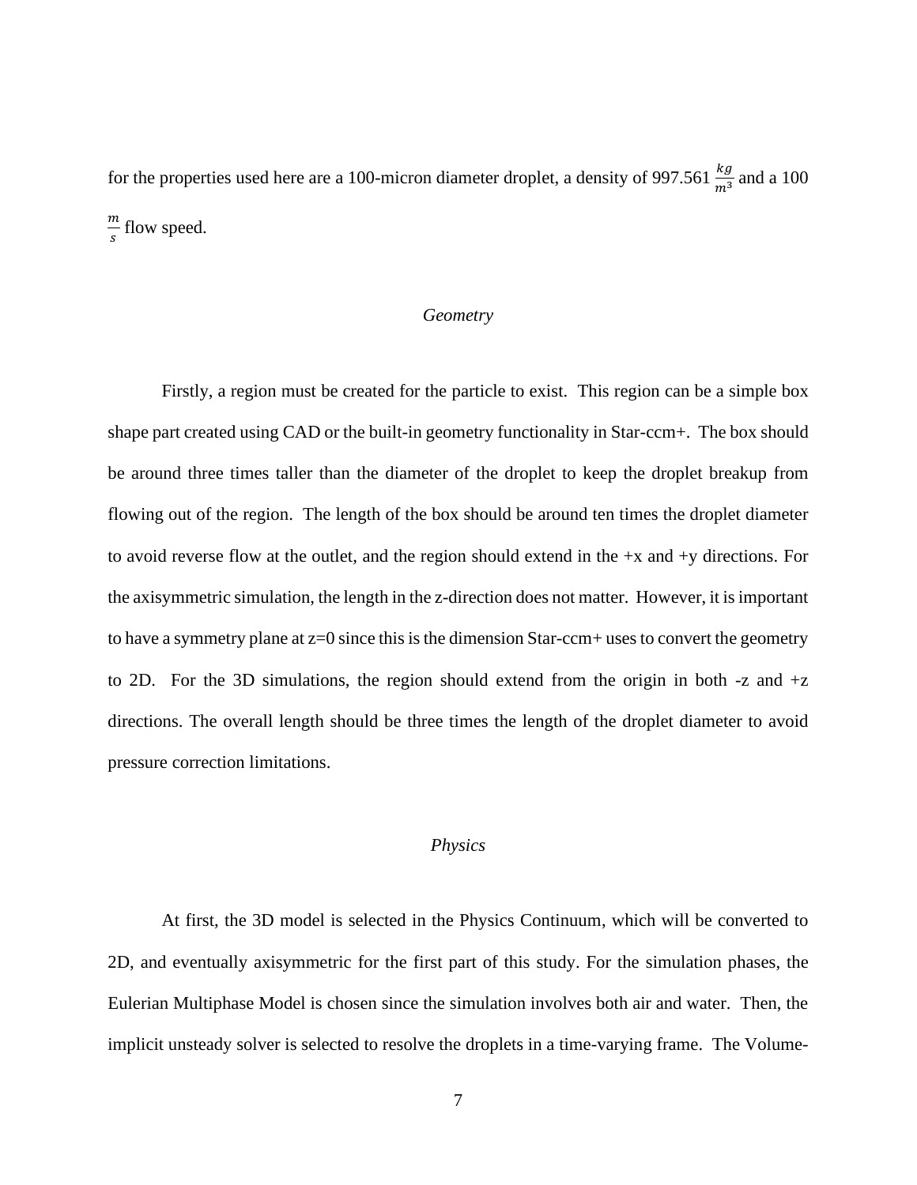for the properties used here are a 100-micron diameter droplet, a density of 997.561 $\frac{kg}{m^3}$ and a 100 $\frac{m}{s}$ flow speed.

### *Geometry*

Firstly, a region must be created for the particle to exist. This region can be a simple box shape part created using CAD or the built-in geometry functionality in Star-ccm+. The box should be around three times taller than the diameter of the droplet to keep the droplet breakup from flowing out of the region. The length of the box should be around ten times the droplet diameter to avoid reverse flow at the outlet, and the region should extend in the +x and +y directions. For the axisymmetric simulation, the length in the z-direction does not matter. However, it is important to have a symmetry plane at z=0 since this is the dimension Star-ccm+ uses to convert the geometry to 2D. For the 3D simulations, the region should extend from the origin in both -z and +z directions. The overall length should be three times the length of the droplet diameter to avoid pressure correction limitations.

### *Physics*

At first, the 3D model is selected in the Physics Continuum, which will be converted to 2D, and eventually axisymmetric for the first part of this study. For the simulation phases, the Eulerian Multiphase Model is chosen since the simulation involves both air and water. Then, the implicit unsteady solver is selected to resolve the droplets in a time-varying frame. The Volume-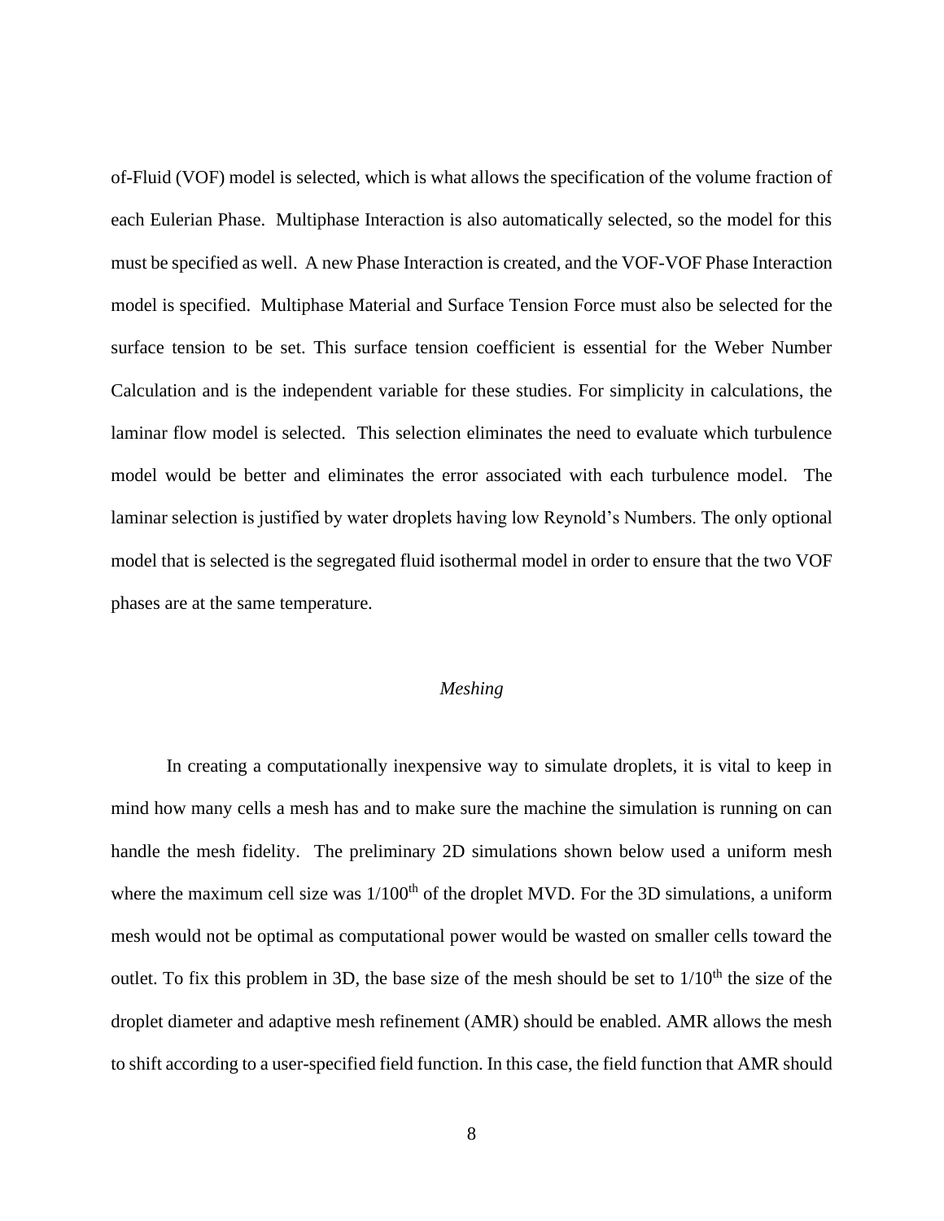of-Fluid (VOF) model is selected, which is what allows the specification of the volume fraction of each Eulerian Phase. Multiphase Interaction is also automatically selected, so the model for this must be specified as well. A new Phase Interaction is created, and the VOF-VOF Phase Interaction model is specified. Multiphase Material and Surface Tension Force must also be selected for the surface tension to be set. This surface tension coefficient is essential for the Weber Number Calculation and is the independent variable for these studies. For simplicity in calculations, the laminar flow model is selected. This selection eliminates the need to evaluate which turbulence model would be better and eliminates the error associated with each turbulence model. The laminar selection is justified by water droplets having low Reynold's Numbers. The only optional model that is selected is the segregated fluid isothermal model in order to ensure that the two VOF phases are at the same temperature.

### *Meshing*

In creating a computationally inexpensive way to simulate droplets, it is vital to keep in mind how many cells a mesh has and to make sure the machine the simulation is running on can handle the mesh fidelity. The preliminary 2D simulations shown below used a uniform mesh where the maximum cell size was $1/100^{th}$ of the droplet MVD. For the 3D simulations, a uniform mesh would not be optimal as computational power would be wasted on smaller cells toward the outlet. To fix this problem in 3D, the base size of the mesh should be set to $1/10^{th}$ the size of the droplet diameter and adaptive mesh refinement (AMR) should be enabled. AMR allows the mesh to shift according to a user-specified field function. In this case, the field function that AMR should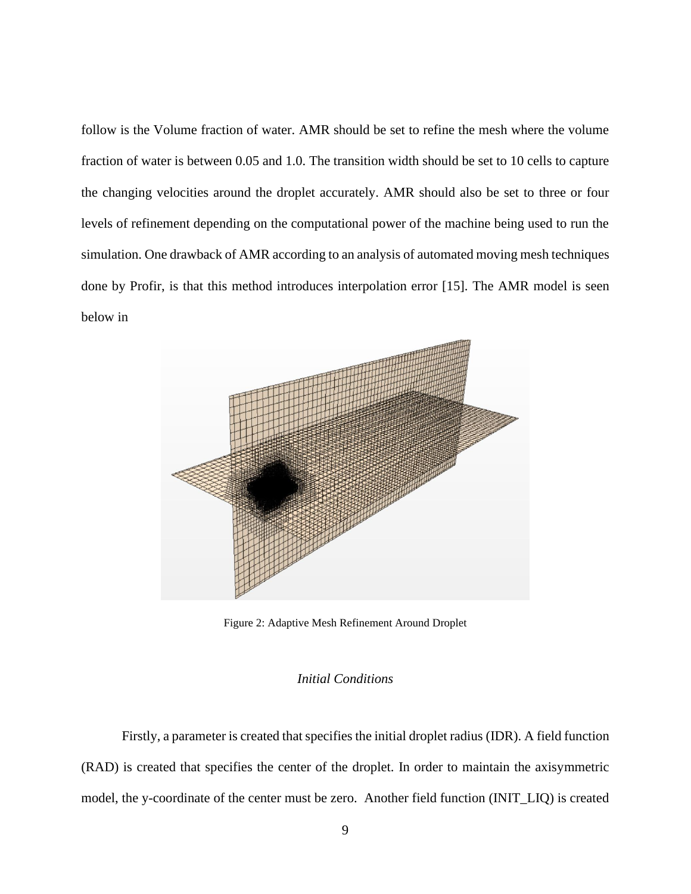follow is the Volume fraction of water. AMR should be set to refine the mesh where the volume fraction of water is between 0.05 and 1.0. The transition width should be set to 10 cells to capture the changing velocities around the droplet accurately. AMR should also be set to three or four levels of refinement depending on the computational power of the machine being used to run the simulation. One drawback of AMR according to an analysis of automated moving mesh techniques done by Profir, is that this method introduces interpolation error [15]. The AMR model is seen below in

Figure 2: Adaptive Mesh Refinement Around Droplet

### *Initial Conditions*

Firstly, a parameter is created that specifies the initial droplet radius (IDR). A field function (RAD) is created that specifies the center of the droplet. In order to maintain the axisymmetric model, the y-coordinate of the center must be zero. Another field function (INIT_LIQ) is created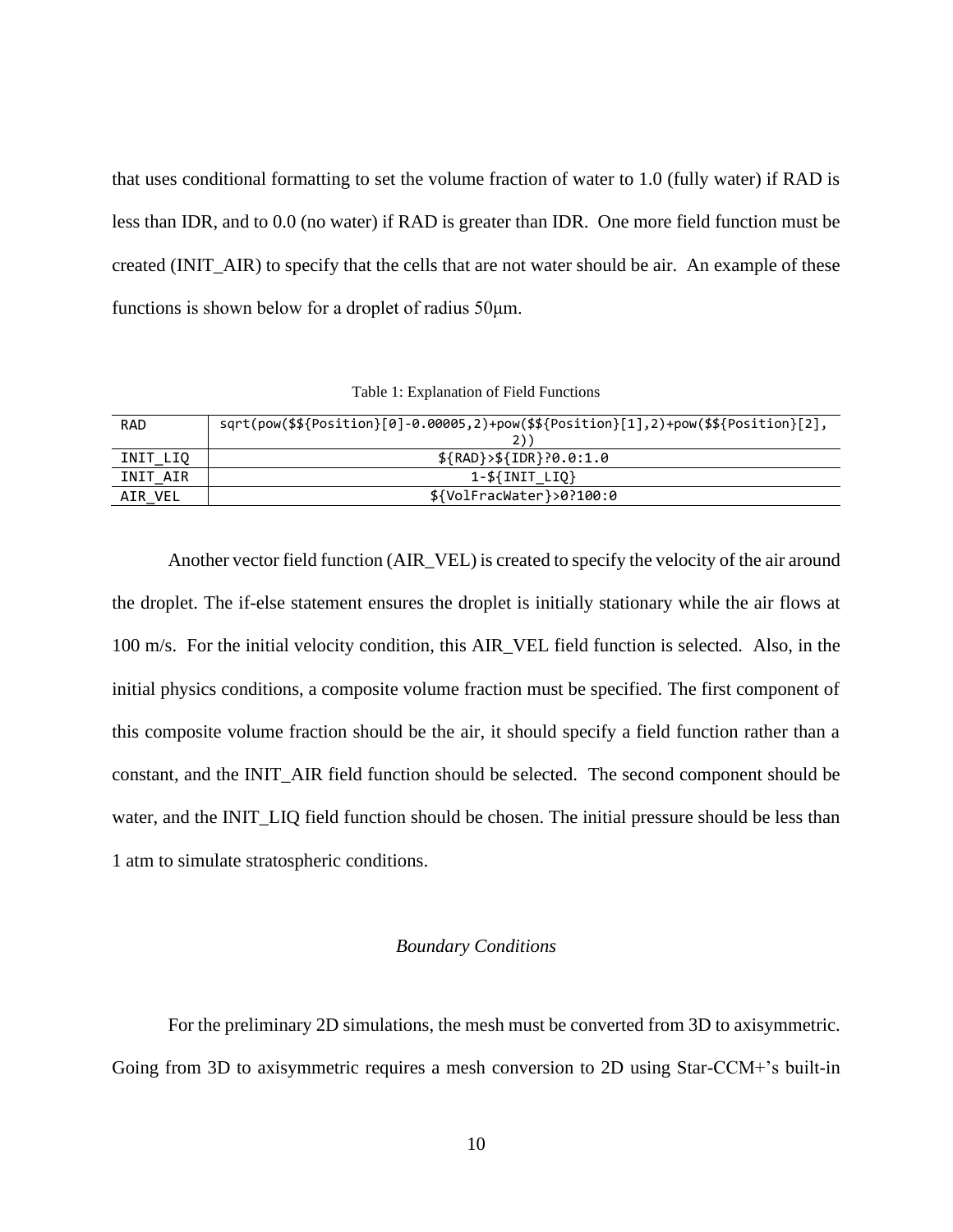that uses conditional formatting to set the volume fraction of water to 1.0 (fully water) if RAD is less than IDR, and to 0.0 (no water) if RAD is greater than IDR. One more field function must be created (INIT_AIR) to specify that the cells that are not water should be air. An example of these functions is shown below for a droplet of radius 50μm.

Table 1: Explanation of Field Functions

| | |
|---|---|
| RAD | sqrt(pow($${Position}[0]-0.00005,2)+pow($${Position}[1],2)+pow($${Position}[2], 2)) |
| INIT_LIQ | ${RAD}>${IDR}?0.0:1.0 |
| INIT_AIR | 1-${INIT_LIQ} |
| AIR_VEL | ${VolFracWater}>0?100:0 |

Another vector field function (AIR_VEL) is created to specify the velocity of the air around the droplet. The if-else statement ensures the droplet is initially stationary while the air flows at 100 m/s. For the initial velocity condition, this AIR_VEL field function is selected. Also, in the initial physics conditions, a composite volume fraction must be specified. The first component of this composite volume fraction should be the air, it should specify a field function rather than a constant, and the INIT_AIR field function should be selected. The second component should be water, and the INIT_LIQ field function should be chosen. The initial pressure should be less than 1 atm to simulate stratospheric conditions.

### *Boundary Conditions*

For the preliminary 2D simulations, the mesh must be converted from 3D to axisymmetric. Going from 3D to axisymmetric requires a mesh conversion to 2D using Star-CCM+'s built-in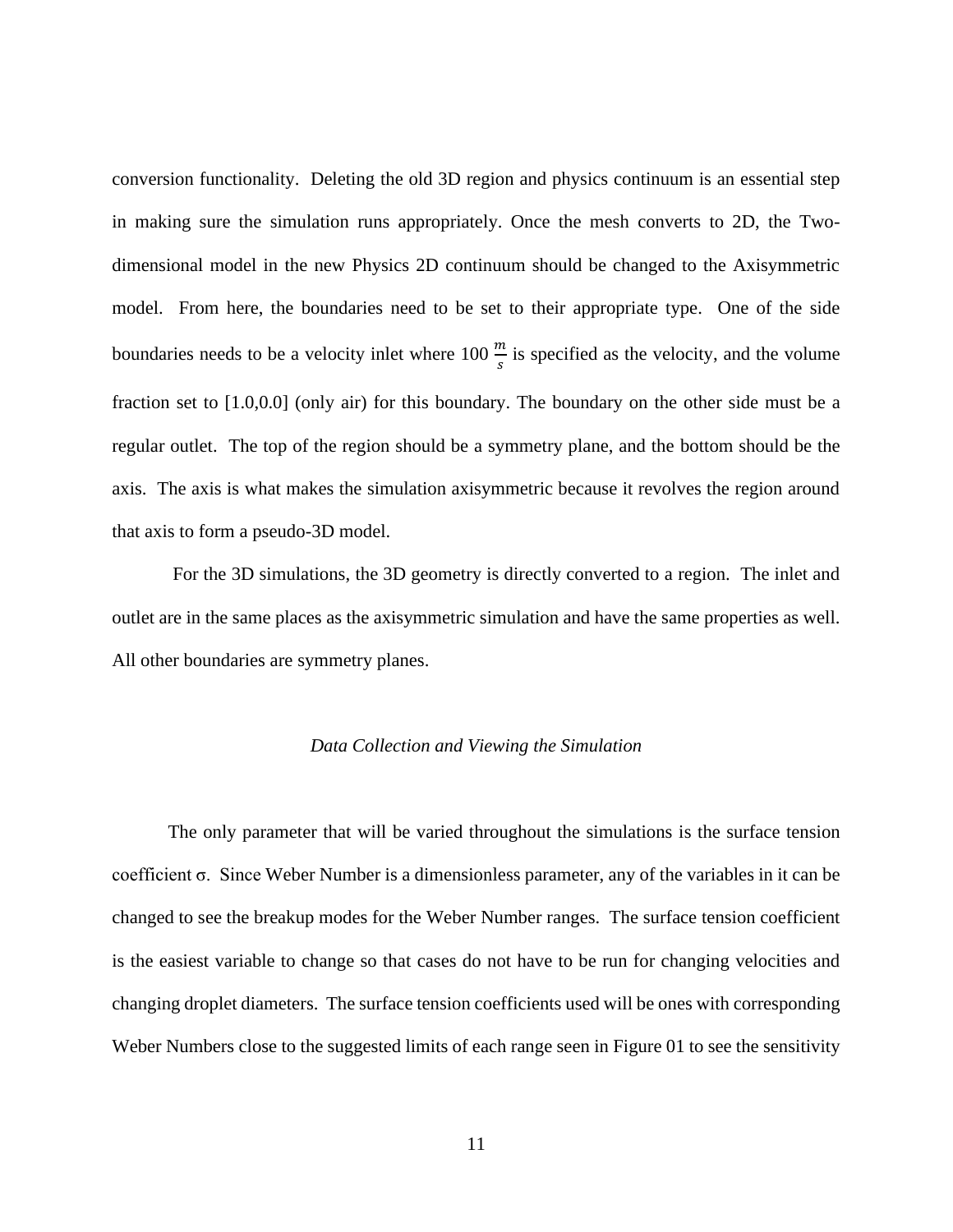conversion functionality. Deleting the old 3D region and physics continuum is an essential step in making sure the simulation runs appropriately. Once the mesh converts to 2D, the Two-dimensional model in the new Physics 2D continuum should be changed to the Axisymmetric model. From here, the boundaries need to be set to their appropriate type. One of the side boundaries needs to be a velocity inlet where 100 $\frac{m}{s}$ is specified as the velocity, and the volume fraction set to [1.0,0.0] (only air) for this boundary. The boundary on the other side must be a regular outlet. The top of the region should be a symmetry plane, and the bottom should be the axis. The axis is what makes the simulation axisymmetric because it revolves the region around that axis to form a pseudo-3D model.

For the 3D simulations, the 3D geometry is directly converted to a region. The inlet and outlet are in the same places as the axisymmetric simulation and have the same properties as well. All other boundaries are symmetry planes.

### *Data Collection and Viewing the Simulation*

The only parameter that will be varied throughout the simulations is the surface tension coefficient $\sigma$. Since Weber Number is a dimensionless parameter, any of the variables in it can be changed to see the breakup modes for the Weber Number ranges. The surface tension coefficient is the easiest variable to change so that cases do not have to be run for changing velocities and changing droplet diameters. The surface tension coefficients used will be ones with corresponding Weber Numbers close to the suggested limits of each range seen in Figure 01 to see the sensitivity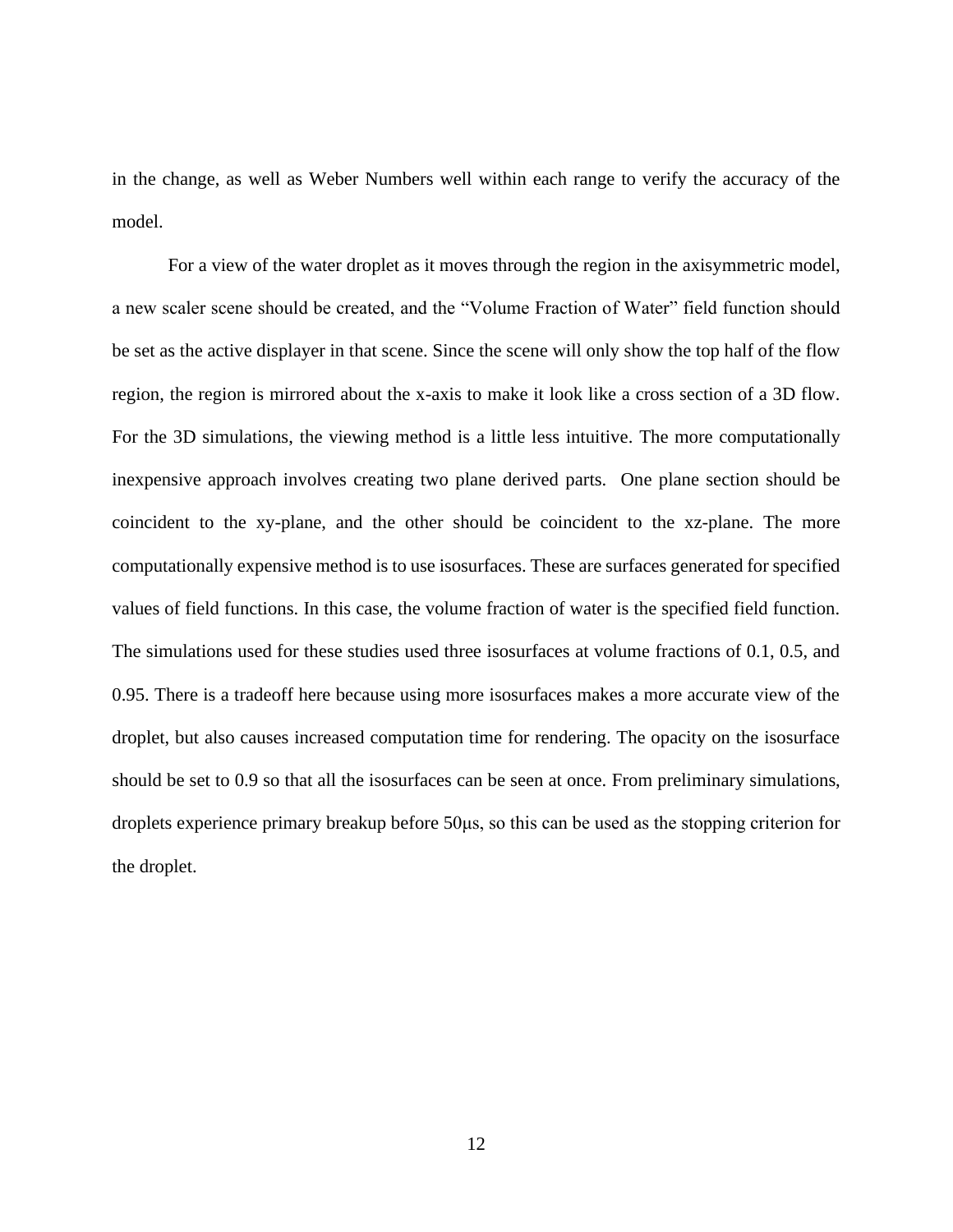in the change, as well as Weber Numbers well within each range to verify the accuracy of the model.

For a view of the water droplet as it moves through the region in the axisymmetric model, a new scaler scene should be created, and the "Volume Fraction of Water" field function should be set as the active displayer in that scene. Since the scene will only show the top half of the flow region, the region is mirrored about the x-axis to make it look like a cross section of a 3D flow. For the 3D simulations, the viewing method is a little less intuitive. The more computationally inexpensive approach involves creating two plane derived parts. One plane section should be coincident to the xy-plane, and the other should be coincident to the xz-plane. The more computationally expensive method is to use isosurfaces. These are surfaces generated for specified values of field functions. In this case, the volume fraction of water is the specified field function. The simulations used for these studies used three isosurfaces at volume fractions of 0.1, 0.5, and 0.95. There is a tradeoff here because using more isosurfaces makes a more accurate view of the droplet, but also causes increased computation time for rendering. The opacity on the isosurface should be set to 0.9 so that all the isosurfaces can be seen at once. From preliminary simulations, droplets experience primary breakup before 50μs, so this can be used as the stopping criterion for the droplet.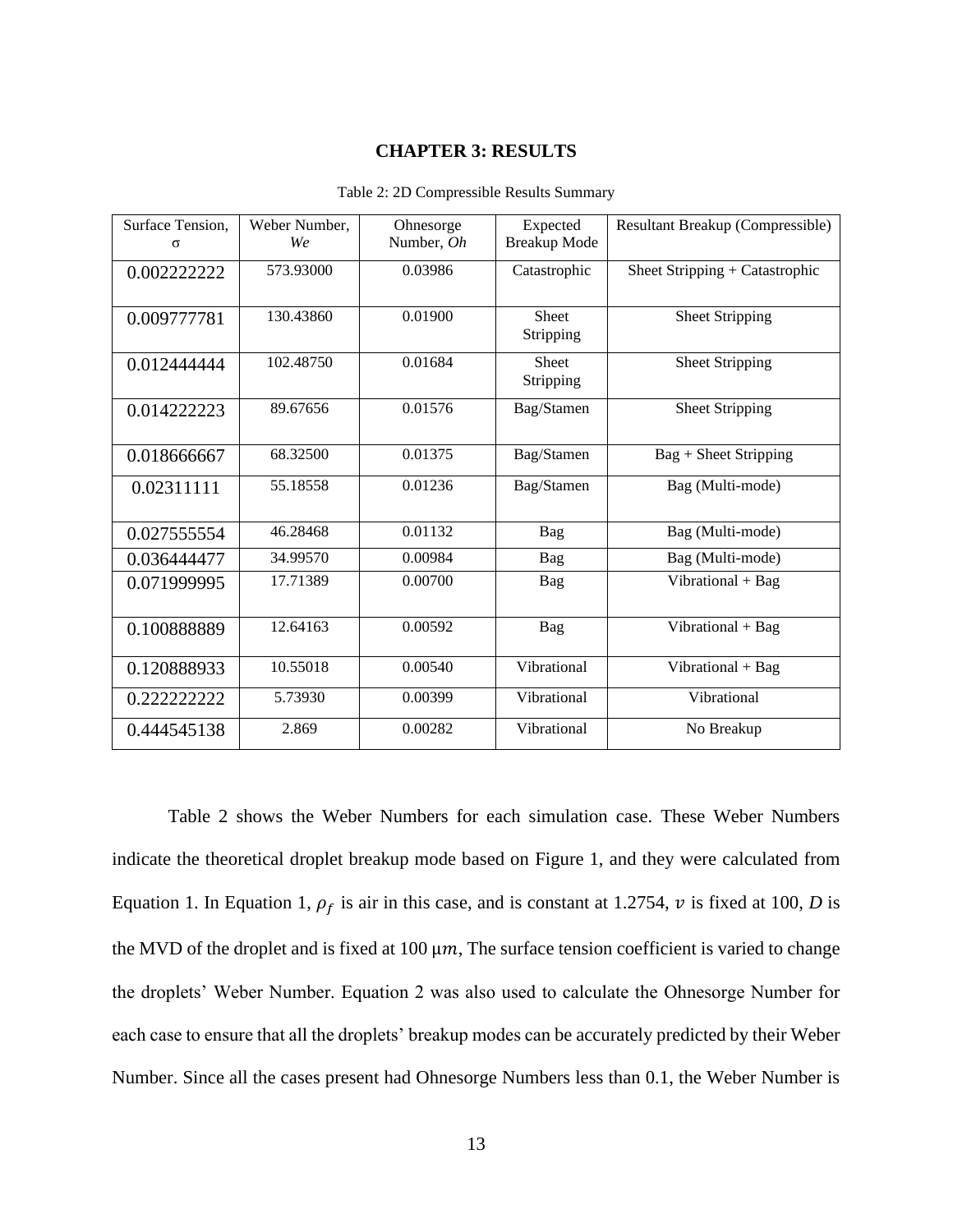# CHAPTER 3: RESULTS

Table 2: 2D Compressible Results Summary

| Surface Tension, σ | Weber Number, *We* | Ohnesorge Number, *Oh* | Expected Breakup Mode | Resultant Breakup (Compressible) |
|---|---|---|---|---|
| 0.002222222 | 573.93000 | 0.03986 | Catastrophic | Sheet Stripping + Catastrophic |
| 0.009777781 | 130.43860 | 0.01900 | Sheet Stripping | Sheet Stripping |
| 0.012444444 | 102.48750 | 0.01684 | Sheet Stripping | Sheet Stripping |
| 0.014222223 | 89.67656 | 0.01576 | Bag/Stamen | Sheet Stripping |
| 0.018666667 | 68.32500 | 0.01375 | Bag/Stamen | Bag + Sheet Stripping |
| 0.02311111 | 55.18558 | 0.01236 | Bag/Stamen | Bag (Multi-mode) |
| 0.027555554 | 46.28468 | 0.01132 | Bag | Bag (Multi-mode) |
| 0.036444477 | 34.99570 | 0.00984 | Bag | Bag (Multi-mode) |
| 0.071999995 | 17.71389 | 0.00700 | Bag | Vibrational + Bag |
| 0.100888889 | 12.64163 | 0.00592 | Bag | Vibrational + Bag |
| 0.120888933 | 10.55018 | 0.00540 | Vibrational | Vibrational + Bag |
| 0.222222222 | 5.73930 | 0.00399 | Vibrational | Vibrational |
| 0.444545138 | 2.869 | 0.00282 | Vibrational | No Breakup |

Table 2 shows the Weber Numbers for each simulation case. These Weber Numbers indicate the theoretical droplet breakup mode based on Figure 1, and they were calculated from Equation 1. In Equation 1, $\rho_f$ is air in this case, and is constant at 1.2754, $v$ is fixed at 100, $D$ is the MVD of the droplet and is fixed at 100 $\mu m$, The surface tension coefficient is varied to change the droplets' Weber Number. Equation 2 was also used to calculate the Ohnesorge Number for each case to ensure that all the droplets' breakup modes can be accurately predicted by their Weber Number. Since all the cases present had Ohnesorge Numbers less than 0.1, the Weber Number is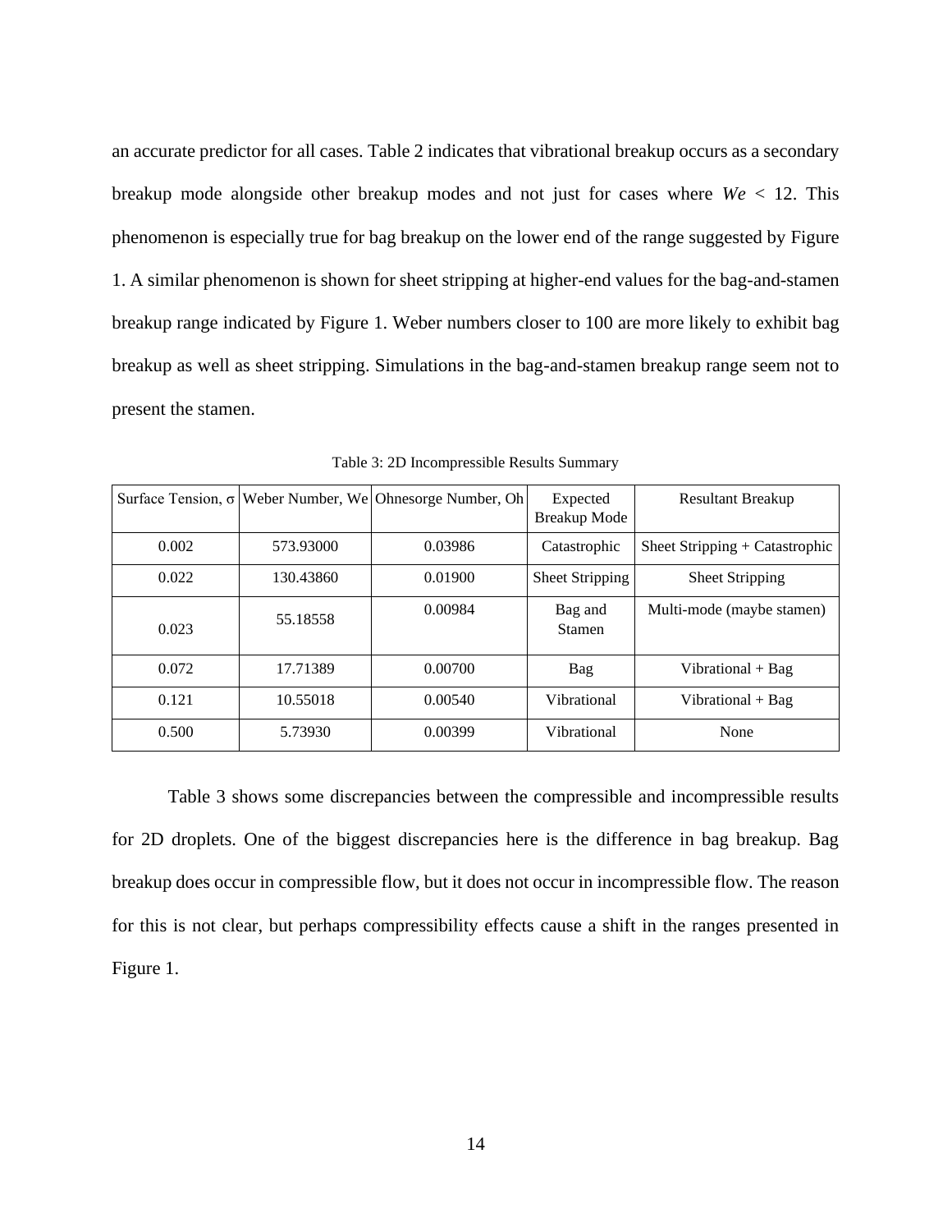an accurate predictor for all cases. Table 2 indicates that vibrational breakup occurs as a secondary breakup mode alongside other breakup modes and not just for cases where $We < 12$. This phenomenon is especially true for bag breakup on the lower end of the range suggested by Figure 1. A similar phenomenon is shown for sheet stripping at higher-end values for the bag-and-stamen breakup range indicated by Figure 1. Weber numbers closer to 100 are more likely to exhibit bag breakup as well as sheet stripping. Simulations in the bag-and-stamen breakup range seem not to present the stamen.

Table 3: 2D Incompressible Results Summary

| Surface Tension, σ | Weber Number, We | Ohnesorge Number, Oh | Expected Breakup Mode | Resultant Breakup |
|---|---|---|---|---|
| 0.002 | 573.93000 | 0.03986 | Catastrophic | Sheet Stripping + Catastrophic |
| 0.022 | 130.43860 | 0.01900 | Sheet Stripping | Sheet Stripping |
| 0.023 | 55.18558 | 0.00984 | Bag and Stamen | Multi-mode (maybe stamen) |
| 0.072 | 17.71389 | 0.00700 | Bag | Vibrational + Bag |
| 0.121 | 10.55018 | 0.00540 | Vibrational | Vibrational + Bag |
| 0.500 | 5.73930 | 0.00399 | Vibrational | None |

Table 3 shows some discrepancies between the compressible and incompressible results for 2D droplets. One of the biggest discrepancies here is the difference in bag breakup. Bag breakup does occur in compressible flow, but it does not occur in incompressible flow. The reason for this is not clear, but perhaps compressibility effects cause a shift in the ranges presented in Figure 1.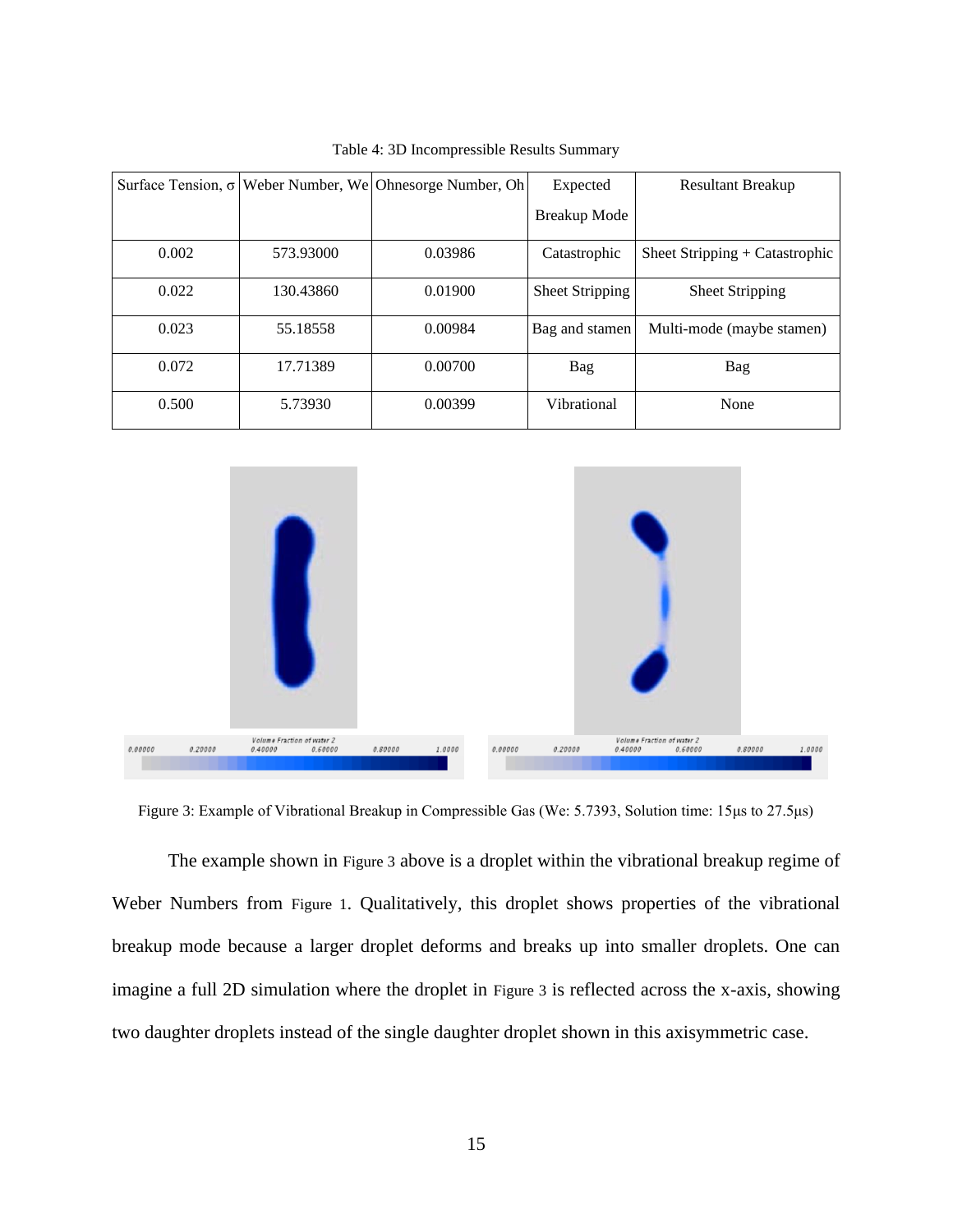Table 4: 3D Incompressible Results Summary

| Surface Tension, σ | Weber Number, We | Ohnesorge Number, Oh | Expected Breakup Mode | Resultant Breakup |
|---|---|---|---|---|
| 0.002 | 573.93000 | 0.03986 | Catastrophic | Sheet Stripping + Catastrophic |
| 0.022 | 130.43860 | 0.01900 | Sheet Stripping | Sheet Stripping |
| 0.023 | 55.18558 | 0.00984 | Bag and stamen | Multi-mode (maybe stamen) |
| 0.072 | 17.71389 | 0.00700 | Bag | Bag |
| 0.500 | 5.73930 | 0.00399 | Vibrational | None |

Figure 3: Example of Vibrational Breakup in Compressible Gas (We: 5.7393, Solution time: 15μs to 27.5μs)

The example shown in Figure 3 above is a droplet within the vibrational breakup regime of Weber Numbers from Figure 1. Qualitatively, this droplet shows properties of the vibrational breakup mode because a larger droplet deforms and breaks up into smaller droplets. One can imagine a full 2D simulation where the droplet in Figure 3 is reflected across the x-axis, showing two daughter droplets instead of the single daughter droplet shown in this axisymmetric case.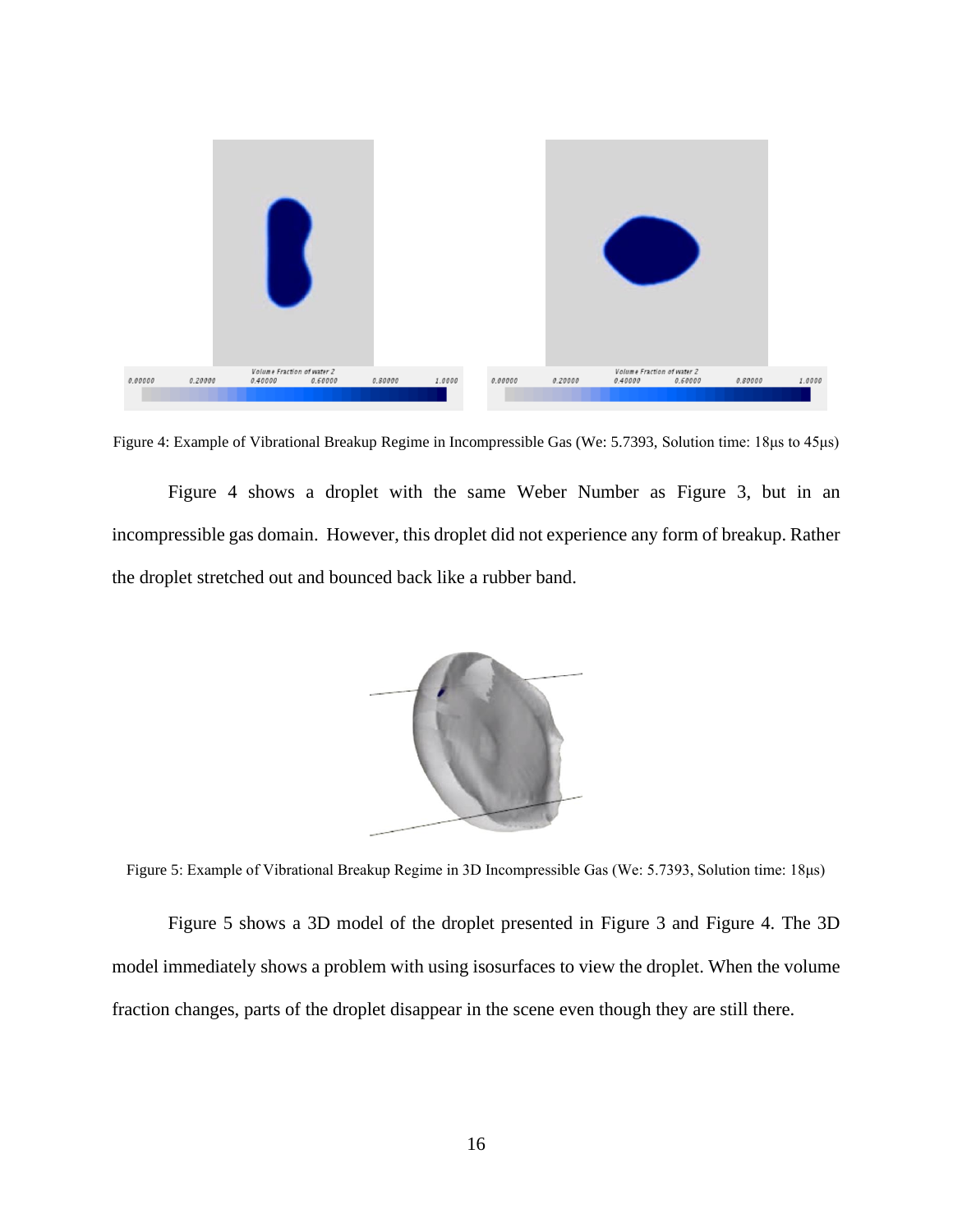Figure 4: Example of Vibrational Breakup Regime in Incompressible Gas (We: 5.7393, Solution time: 18μs to 45μs)

Figure 4 shows a droplet with the same Weber Number as Figure 3, but in an incompressible gas domain. However, this droplet did not experience any form of breakup. Rather the droplet stretched out and bounced back like a rubber band.

Figure 5: Example of Vibrational Breakup Regime in 3D Incompressible Gas (We: 5.7393, Solution time: 18μs)

Figure 5 shows a 3D model of the droplet presented in Figure 3 and Figure 4. The 3D model immediately shows a problem with using isosurfaces to view the droplet. When the volume fraction changes, parts of the droplet disappear in the scene even though they are still there.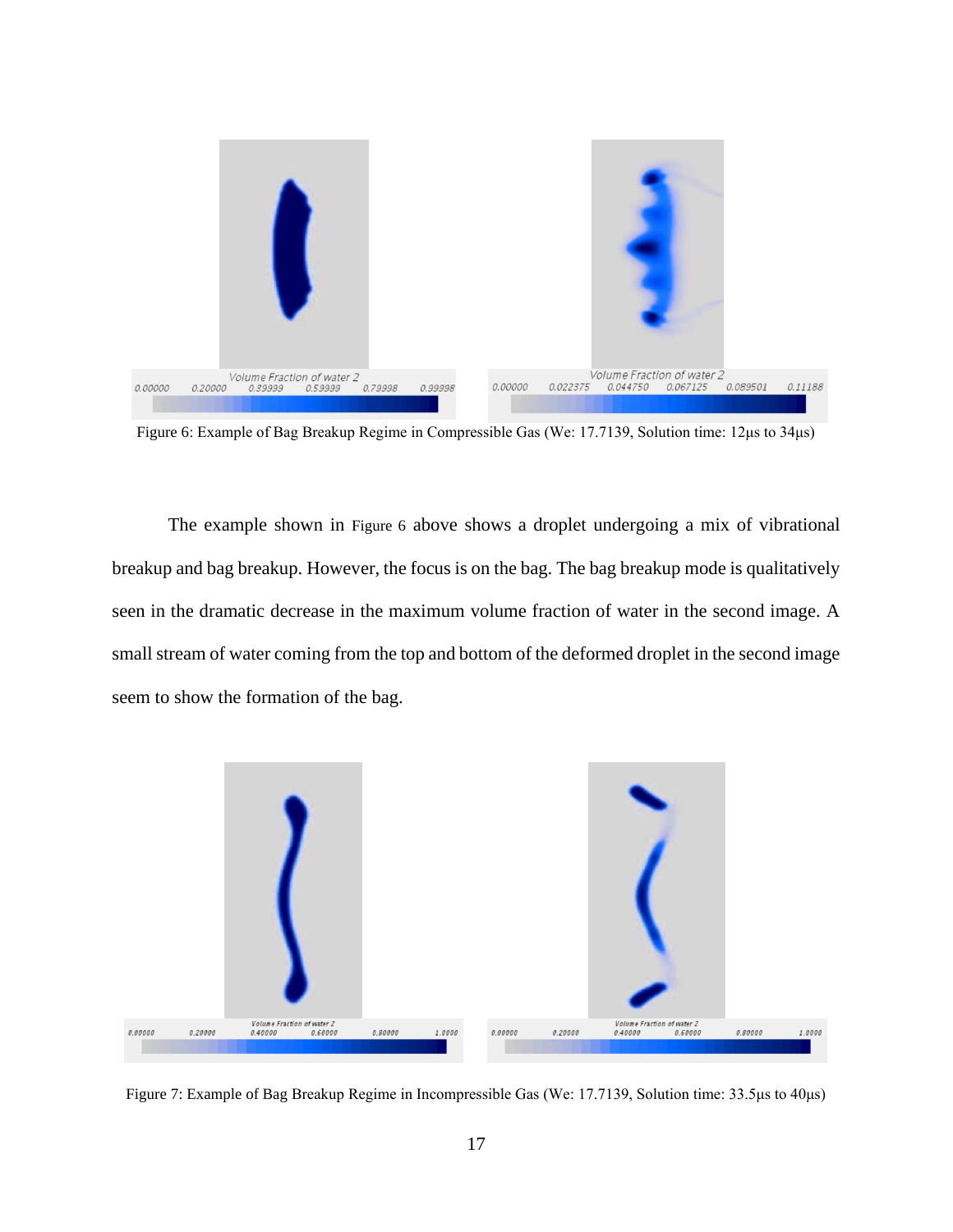Figure 6: Example of Bag Breakup Regime in Compressible Gas (We: 17.7139, Solution time: 12μs to 34μs)

The example shown in Figure 6 above shows a droplet undergoing a mix of vibrational breakup and bag breakup. However, the focus is on the bag. The bag breakup mode is qualitatively seen in the dramatic decrease in the maximum volume fraction of water in the second image. A small stream of water coming from the top and bottom of the deformed droplet in the second image seem to show the formation of the bag.

Figure 7: Example of Bag Breakup Regime in Incompressible Gas (We: 17.7139, Solution time: 33.5μs to 40μs)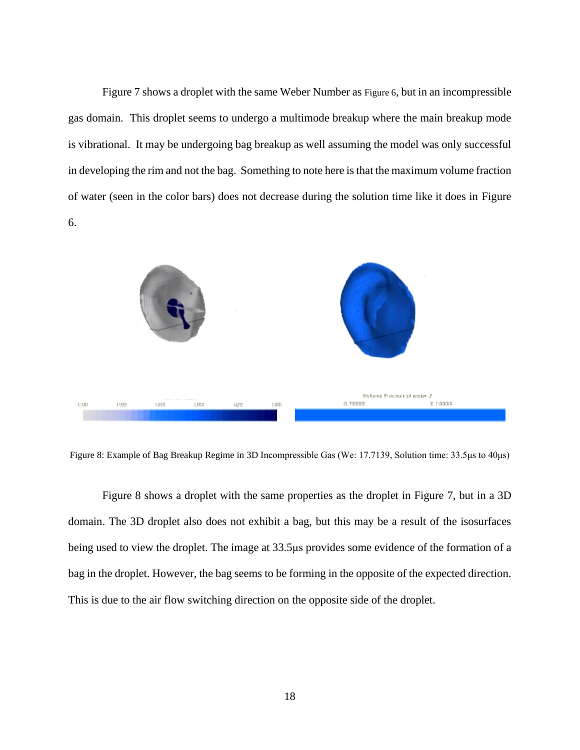Figure 7 shows a droplet with the same Weber Number as Figure 6, but in an incompressible gas domain. This droplet seems to undergo a multimode breakup where the main breakup mode is vibrational. It may be undergoing bag breakup as well assuming the model was only successful in developing the rim and not the bag. Something to note here is that the maximum volume fraction of water (seen in the color bars) does not decrease during the solution time like it does in Figure 6.

Figure 8: Example of Bag Breakup Regime in 3D Incompressible Gas (We: 17.7139, Solution time: 33.5μs to 40μs)

Figure 8 shows a droplet with the same properties as the droplet in Figure 7, but in a 3D domain. The 3D droplet also does not exhibit a bag, but this may be a result of the isosurfaces being used to view the droplet. The image at 33.5μs provides some evidence of the formation of a bag in the droplet. However, the bag seems to be forming in the opposite of the expected direction. This is due to the air flow switching direction on the opposite side of the droplet.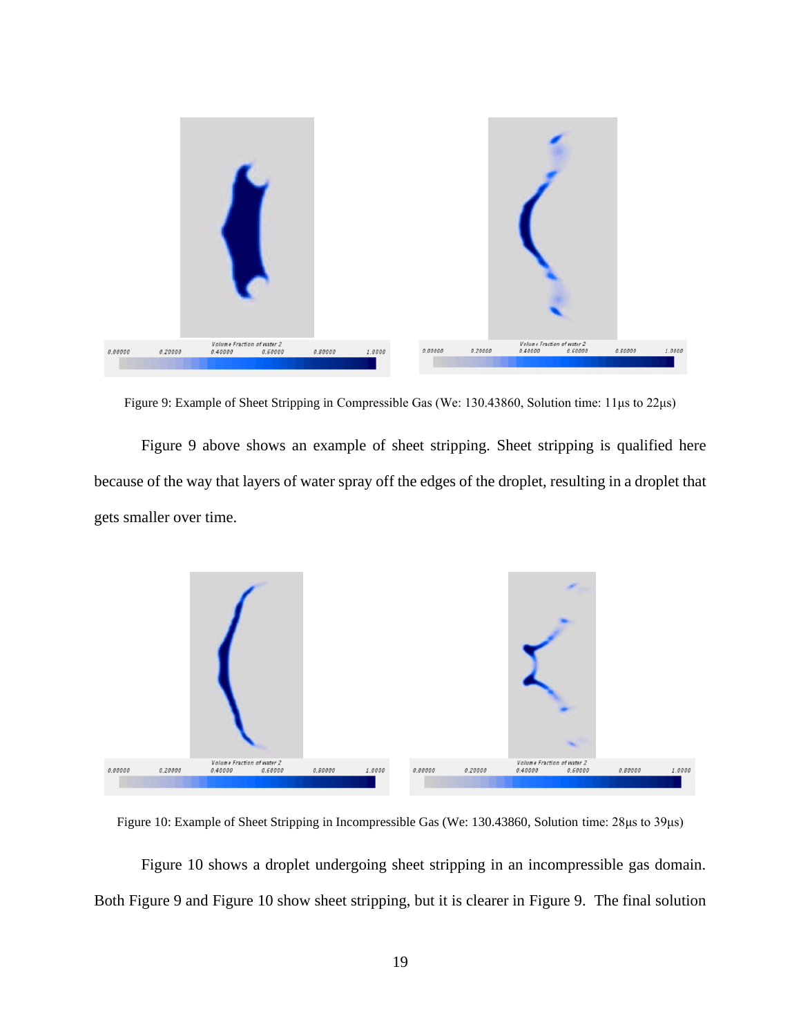Figure 9: Example of Sheet Stripping in Compressible Gas (We: 130.43860, Solution time: 11μs to 22μs)

Figure 9 above shows an example of sheet stripping. Sheet stripping is qualified here because of the way that layers of water spray off the edges of the droplet, resulting in a droplet that gets smaller over time.

Figure 10: Example of Sheet Stripping in Incompressible Gas (We: 130.43860, Solution time: 28μs to 39μs)

Figure 10 shows a droplet undergoing sheet stripping in an incompressible gas domain. Both Figure 9 and Figure 10 show sheet stripping, but it is clearer in Figure 9. The final solution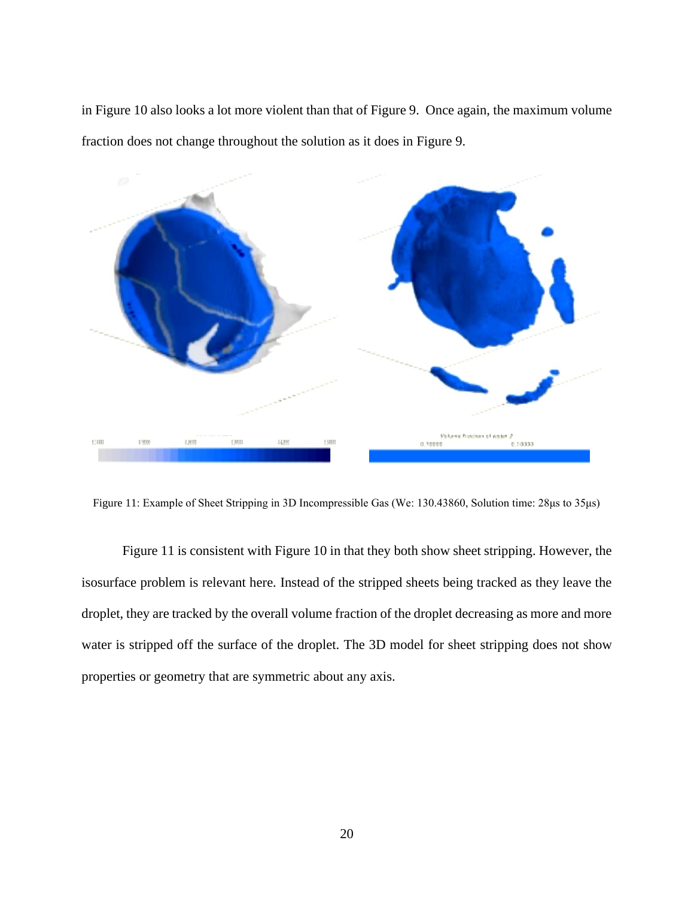in Figure 10 also looks a lot more violent than that of Figure 9. Once again, the maximum volume fraction does not change throughout the solution as it does in Figure 9.

Figure 11: Example of Sheet Stripping in 3D Incompressible Gas (We: 130.43860, Solution time: 28μs to 35μs)

Figure 11 is consistent with Figure 10 in that they both show sheet stripping. However, the isosurface problem is relevant here. Instead of the stripped sheets being tracked as they leave the droplet, they are tracked by the overall volume fraction of the droplet decreasing as more and more water is stripped off the surface of the droplet. The 3D model for sheet stripping does not show properties or geometry that are symmetric about any axis.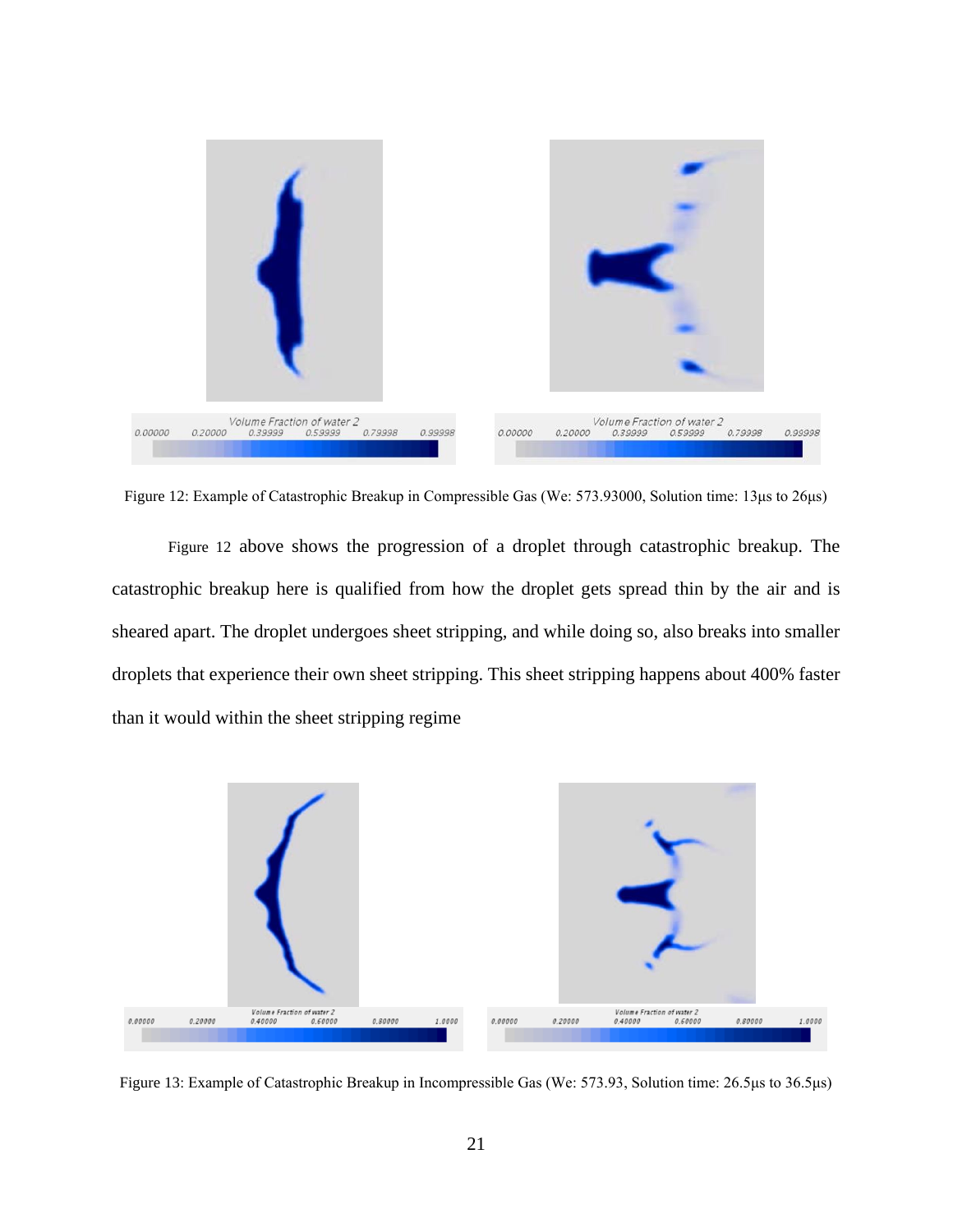Figure 12: Example of Catastrophic Breakup in Compressible Gas (We: 573.93000, Solution time: 13μs to 26μs)

Figure 12 above shows the progression of a droplet through catastrophic breakup. The catastrophic breakup here is qualified from how the droplet gets spread thin by the air and is sheared apart. The droplet undergoes sheet stripping, and while doing so, also breaks into smaller droplets that experience their own sheet stripping. This sheet stripping happens about 400% faster than it would within the sheet stripping regime

Figure 13: Example of Catastrophic Breakup in Incompressible Gas (We: 573.93, Solution time: 26.5μs to 36.5μs)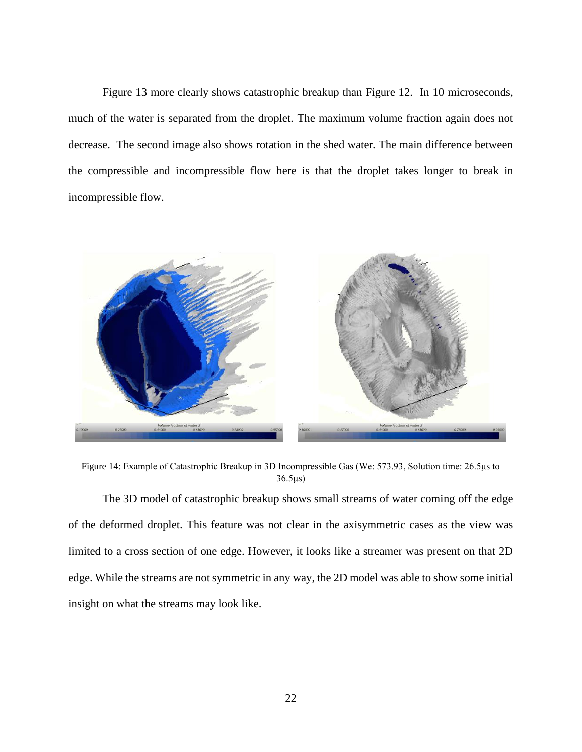Figure 13 more clearly shows catastrophic breakup than Figure 12. In 10 microseconds, much of the water is separated from the droplet. The maximum volume fraction again does not decrease. The second image also shows rotation in the shed water. The main difference between the compressible and incompressible flow here is that the droplet takes longer to break in incompressible flow.

Figure 14: Example of Catastrophic Breakup in 3D Incompressible Gas (We: 573.93, Solution time: 26.5μs to 36.5μs)

The 3D model of catastrophic breakup shows small streams of water coming off the edge of the deformed droplet. This feature was not clear in the axisymmetric cases as the view was limited to a cross section of one edge. However, it looks like a streamer was present on that 2D edge. While the streams are not symmetric in any way, the 2D model was able to show some initial insight on what the streams may look like.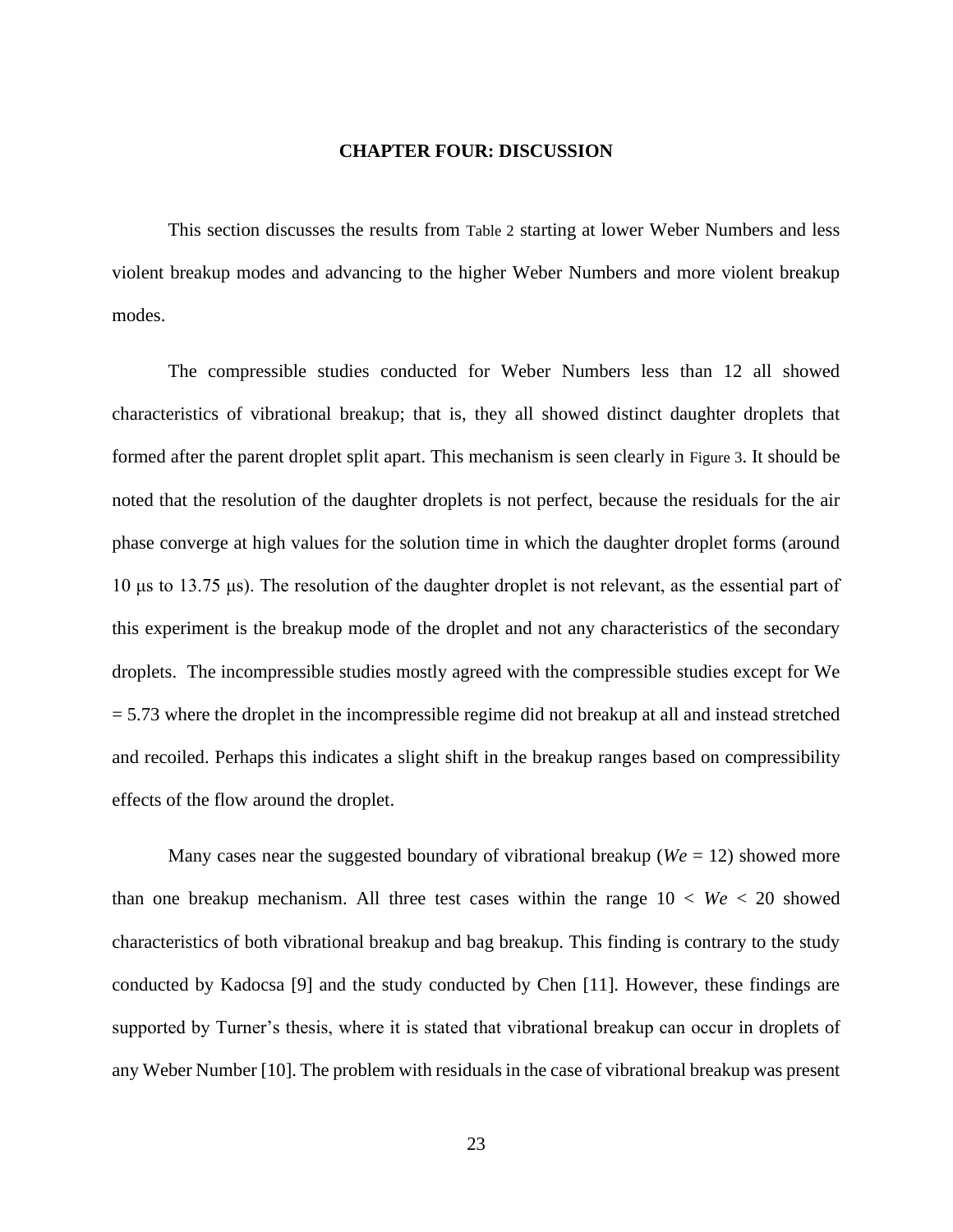# CHAPTER FOUR: DISCUSSION

This section discusses the results from Table 2 starting at lower Weber Numbers and less violent breakup modes and advancing to the higher Weber Numbers and more violent breakup modes.

The compressible studies conducted for Weber Numbers less than 12 all showed characteristics of vibrational breakup; that is, they all showed distinct daughter droplets that formed after the parent droplet split apart. This mechanism is seen clearly in Figure 3. It should be noted that the resolution of the daughter droplets is not perfect, because the residuals for the air phase converge at high values for the solution time in which the daughter droplet forms (around 10 μs to 13.75 μs). The resolution of the daughter droplet is not relevant, as the essential part of this experiment is the breakup mode of the droplet and not any characteristics of the secondary droplets. The incompressible studies mostly agreed with the compressible studies except for We = 5.73 where the droplet in the incompressible regime did not breakup at all and instead stretched and recoiled. Perhaps this indicates a slight shift in the breakup ranges based on compressibility effects of the flow around the droplet.

Many cases near the suggested boundary of vibrational breakup ($We = 12$) showed more than one breakup mechanism. All three test cases within the range $10 < We < 20$ showed characteristics of both vibrational breakup and bag breakup. This finding is contrary to the study conducted by Kadocsa [9] and the study conducted by Chen [11]. However, these findings are supported by Turner's thesis, where it is stated that vibrational breakup can occur in droplets of any Weber Number [10]. The problem with residuals in the case of vibrational breakup was present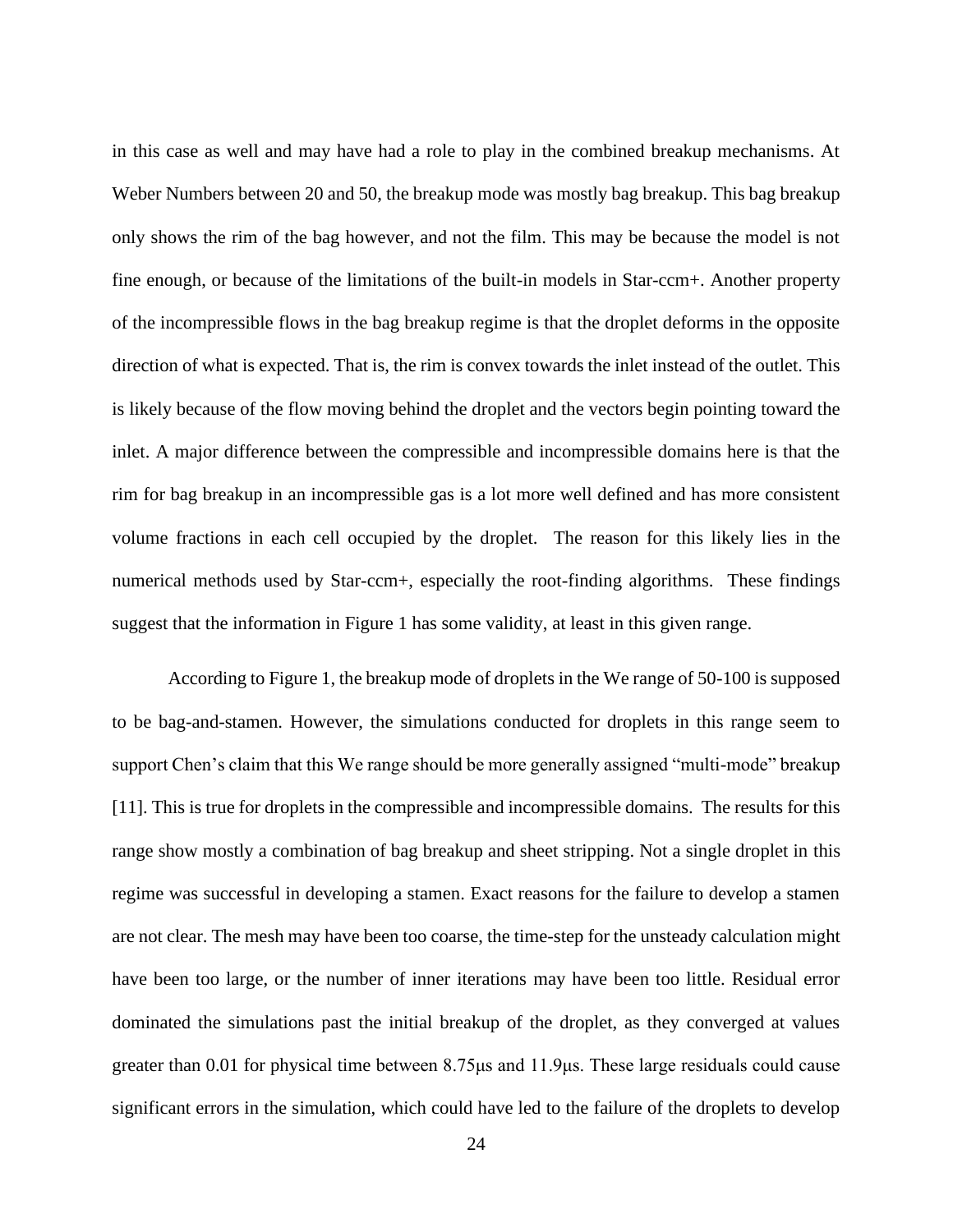in this case as well and may have had a role to play in the combined breakup mechanisms. At Weber Numbers between 20 and 50, the breakup mode was mostly bag breakup. This bag breakup only shows the rim of the bag however, and not the film. This may be because the model is not fine enough, or because of the limitations of the built-in models in Star-ccm+. Another property of the incompressible flows in the bag breakup regime is that the droplet deforms in the opposite direction of what is expected. That is, the rim is convex towards the inlet instead of the outlet. This is likely because of the flow moving behind the droplet and the vectors begin pointing toward the inlet. A major difference between the compressible and incompressible domains here is that the rim for bag breakup in an incompressible gas is a lot more well defined and has more consistent volume fractions in each cell occupied by the droplet. The reason for this likely lies in the numerical methods used by Star-ccm+, especially the root-finding algorithms. These findings suggest that the information in Figure 1 has some validity, at least in this given range.

According to Figure 1, the breakup mode of droplets in the We range of 50-100 is supposed to be bag-and-stamen. However, the simulations conducted for droplets in this range seem to support Chen's claim that this We range should be more generally assigned "multi-mode" breakup [11]. This is true for droplets in the compressible and incompressible domains. The results for this range show mostly a combination of bag breakup and sheet stripping. Not a single droplet in this regime was successful in developing a stamen. Exact reasons for the failure to develop a stamen are not clear. The mesh may have been too coarse, the time-step for the unsteady calculation might have been too large, or the number of inner iterations may have been too little. Residual error dominated the simulations past the initial breakup of the droplet, as they converged at values greater than 0.01 for physical time between 8.75μs and 11.9μs. These large residuals could cause significant errors in the simulation, which could have led to the failure of the droplets to develop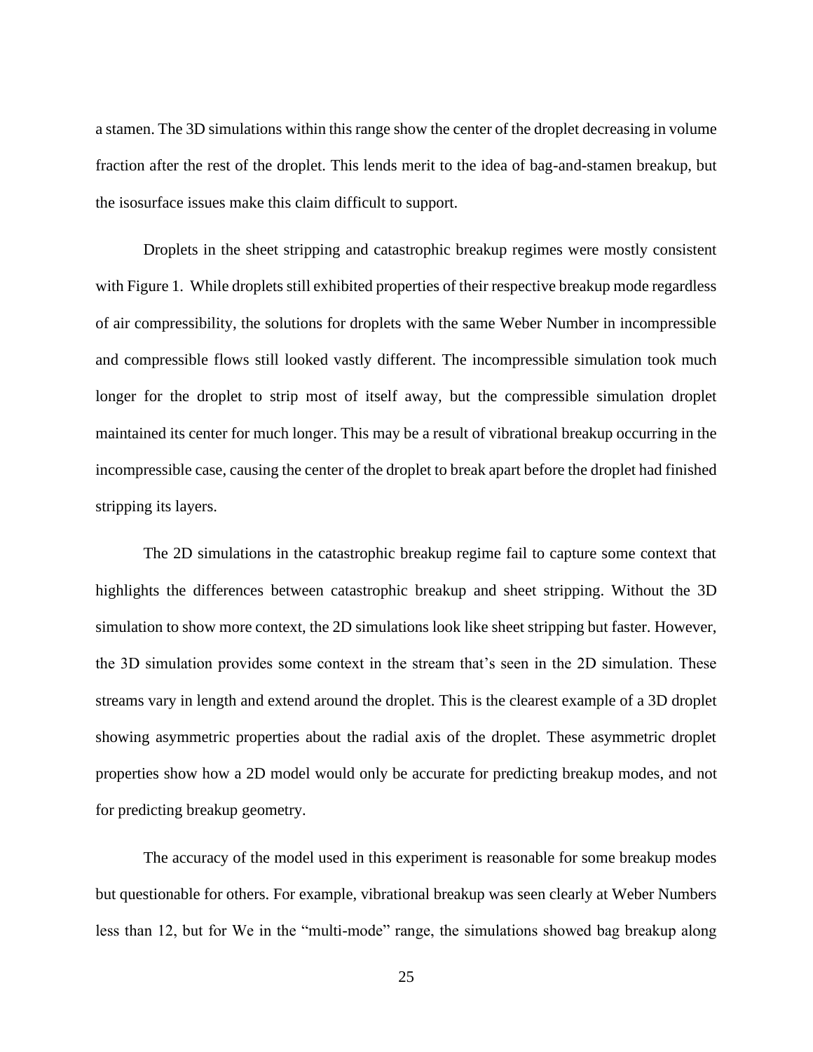a stamen. The 3D simulations within this range show the center of the droplet decreasing in volume fraction after the rest of the droplet. This lends merit to the idea of bag-and-stamen breakup, but the isosurface issues make this claim difficult to support.

Droplets in the sheet stripping and catastrophic breakup regimes were mostly consistent with Figure 1. While droplets still exhibited properties of their respective breakup mode regardless of air compressibility, the solutions for droplets with the same Weber Number in incompressible and compressible flows still looked vastly different. The incompressible simulation took much longer for the droplet to strip most of itself away, but the compressible simulation droplet maintained its center for much longer. This may be a result of vibrational breakup occurring in the incompressible case, causing the center of the droplet to break apart before the droplet had finished stripping its layers.

The 2D simulations in the catastrophic breakup regime fail to capture some context that highlights the differences between catastrophic breakup and sheet stripping. Without the 3D simulation to show more context, the 2D simulations look like sheet stripping but faster. However, the 3D simulation provides some context in the stream that's seen in the 2D simulation. These streams vary in length and extend around the droplet. This is the clearest example of a 3D droplet showing asymmetric properties about the radial axis of the droplet. These asymmetric droplet properties show how a 2D model would only be accurate for predicting breakup modes, and not for predicting breakup geometry.

The accuracy of the model used in this experiment is reasonable for some breakup modes but questionable for others. For example, vibrational breakup was seen clearly at Weber Numbers less than 12, but for We in the "multi-mode" range, the simulations showed bag breakup along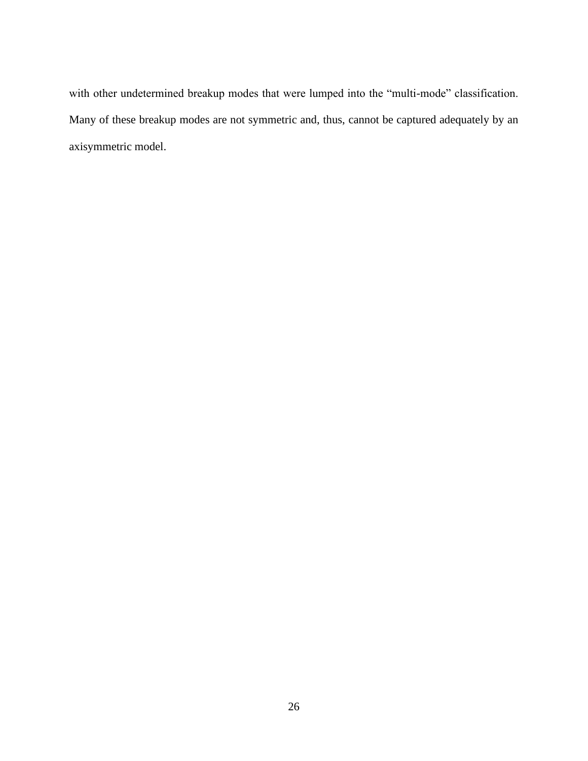with other undetermined breakup modes that were lumped into the “multi-mode” classification. Many of these breakup modes are not symmetric and, thus, cannot be captured adequately by an axisymmetric model.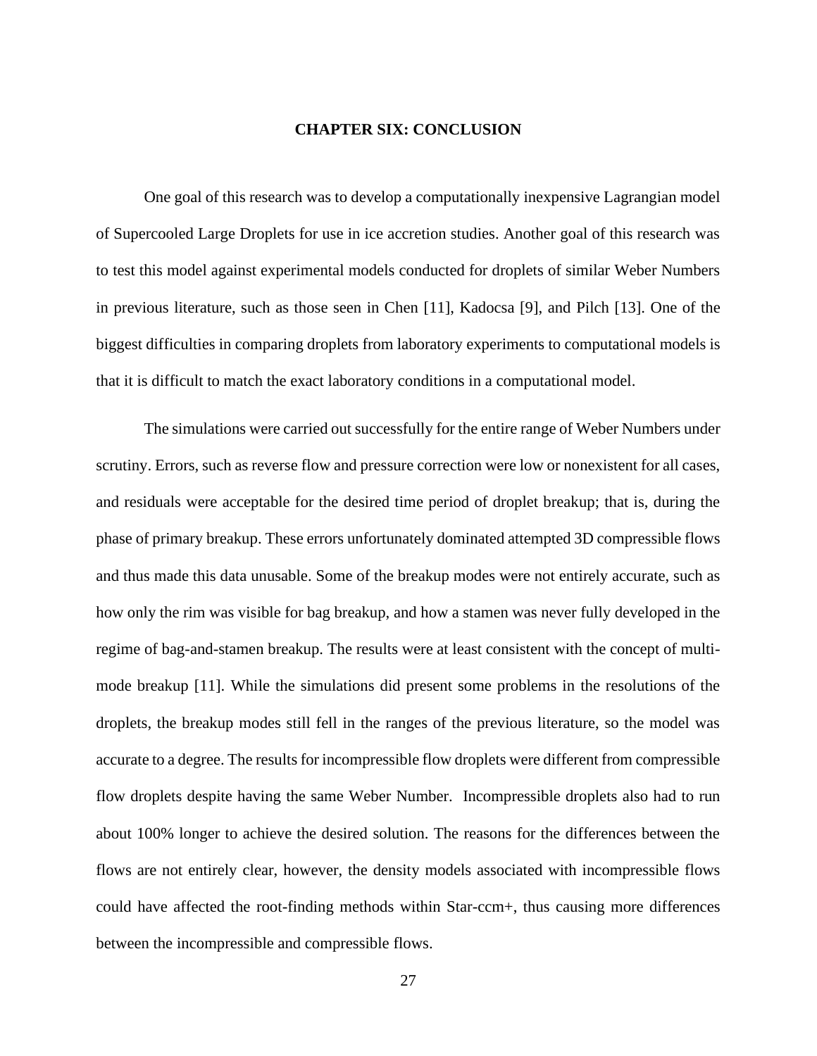# CHAPTER SIX: CONCLUSION

One goal of this research was to develop a computationally inexpensive Lagrangian model of Supercooled Large Droplets for use in ice accretion studies. Another goal of this research was to test this model against experimental models conducted for droplets of similar Weber Numbers in previous literature, such as those seen in Chen [11], Kadocsa [9], and Pilch [13]. One of the biggest difficulties in comparing droplets from laboratory experiments to computational models is that it is difficult to match the exact laboratory conditions in a computational model.

The simulations were carried out successfully for the entire range of Weber Numbers under scrutiny. Errors, such as reverse flow and pressure correction were low or nonexistent for all cases, and residuals were acceptable for the desired time period of droplet breakup; that is, during the phase of primary breakup. These errors unfortunately dominated attempted 3D compressible flows and thus made this data unusable. Some of the breakup modes were not entirely accurate, such as how only the rim was visible for bag breakup, and how a stamen was never fully developed in the regime of bag-and-stamen breakup. The results were at least consistent with the concept of multi-mode breakup [11]. While the simulations did present some problems in the resolutions of the droplets, the breakup modes still fell in the ranges of the previous literature, so the model was accurate to a degree. The results for incompressible flow droplets were different from compressible flow droplets despite having the same Weber Number. Incompressible droplets also had to run about 100% longer to achieve the desired solution. The reasons for the differences between the flows are not entirely clear, however, the density models associated with incompressible flows could have affected the root-finding methods within Star-ccm+, thus causing more differences between the incompressible and compressible flows.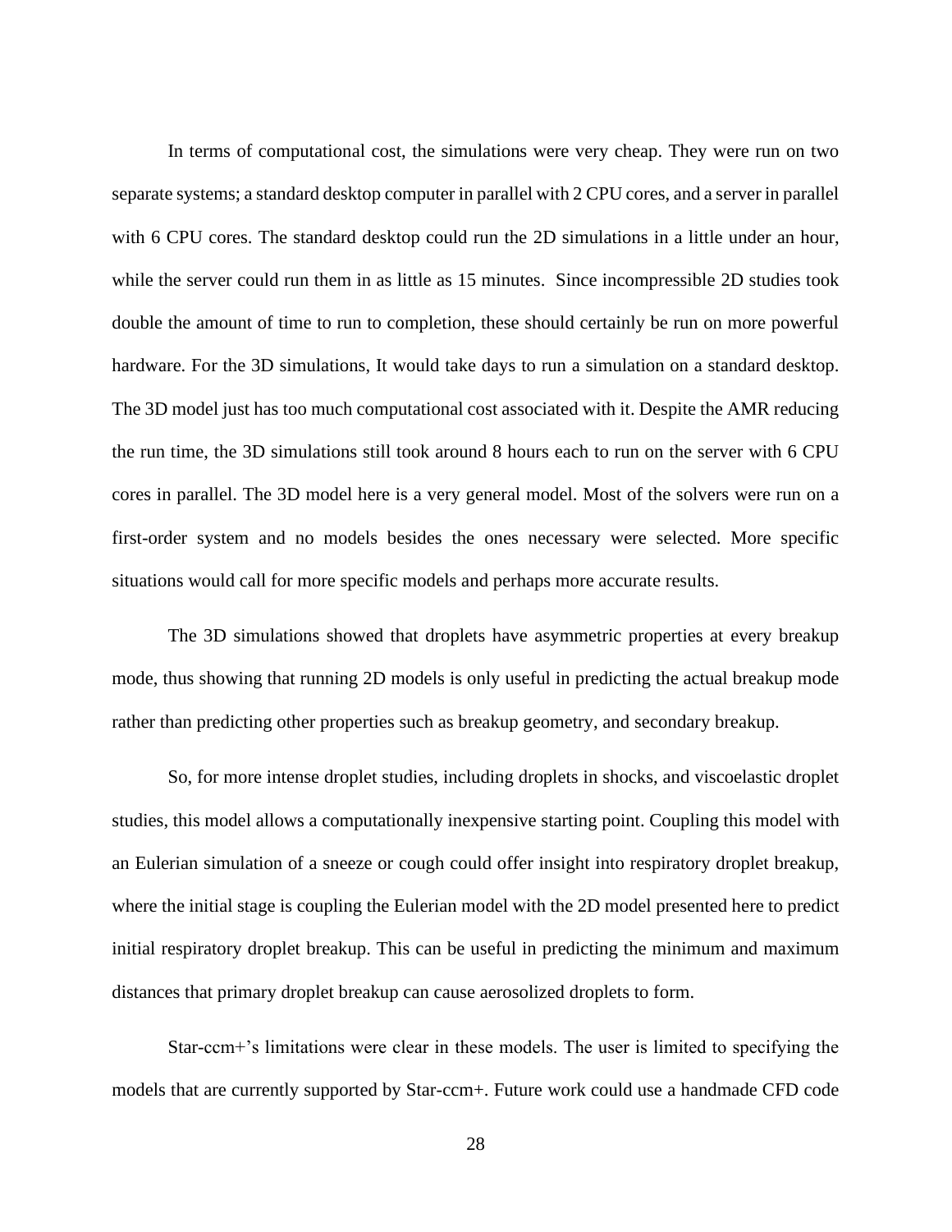In terms of computational cost, the simulations were very cheap. They were run on two separate systems; a standard desktop computer in parallel with 2 CPU cores, and a server in parallel with 6 CPU cores. The standard desktop could run the 2D simulations in a little under an hour, while the server could run them in as little as 15 minutes. Since incompressible 2D studies took double the amount of time to run to completion, these should certainly be run on more powerful hardware. For the 3D simulations, It would take days to run a simulation on a standard desktop. The 3D model just has too much computational cost associated with it. Despite the AMR reducing the run time, the 3D simulations still took around 8 hours each to run on the server with 6 CPU cores in parallel. The 3D model here is a very general model. Most of the solvers were run on a first-order system and no models besides the ones necessary were selected. More specific situations would call for more specific models and perhaps more accurate results.

The 3D simulations showed that droplets have asymmetric properties at every breakup mode, thus showing that running 2D models is only useful in predicting the actual breakup mode rather than predicting other properties such as breakup geometry, and secondary breakup.

So, for more intense droplet studies, including droplets in shocks, and viscoelastic droplet studies, this model allows a computationally inexpensive starting point. Coupling this model with an Eulerian simulation of a sneeze or cough could offer insight into respiratory droplet breakup, where the initial stage is coupling the Eulerian model with the 2D model presented here to predict initial respiratory droplet breakup. This can be useful in predicting the minimum and maximum distances that primary droplet breakup can cause aerosolized droplets to form.

Star-ccm+'s limitations were clear in these models. The user is limited to specifying the models that are currently supported by Star-ccm+. Future work could use a handmade CFD code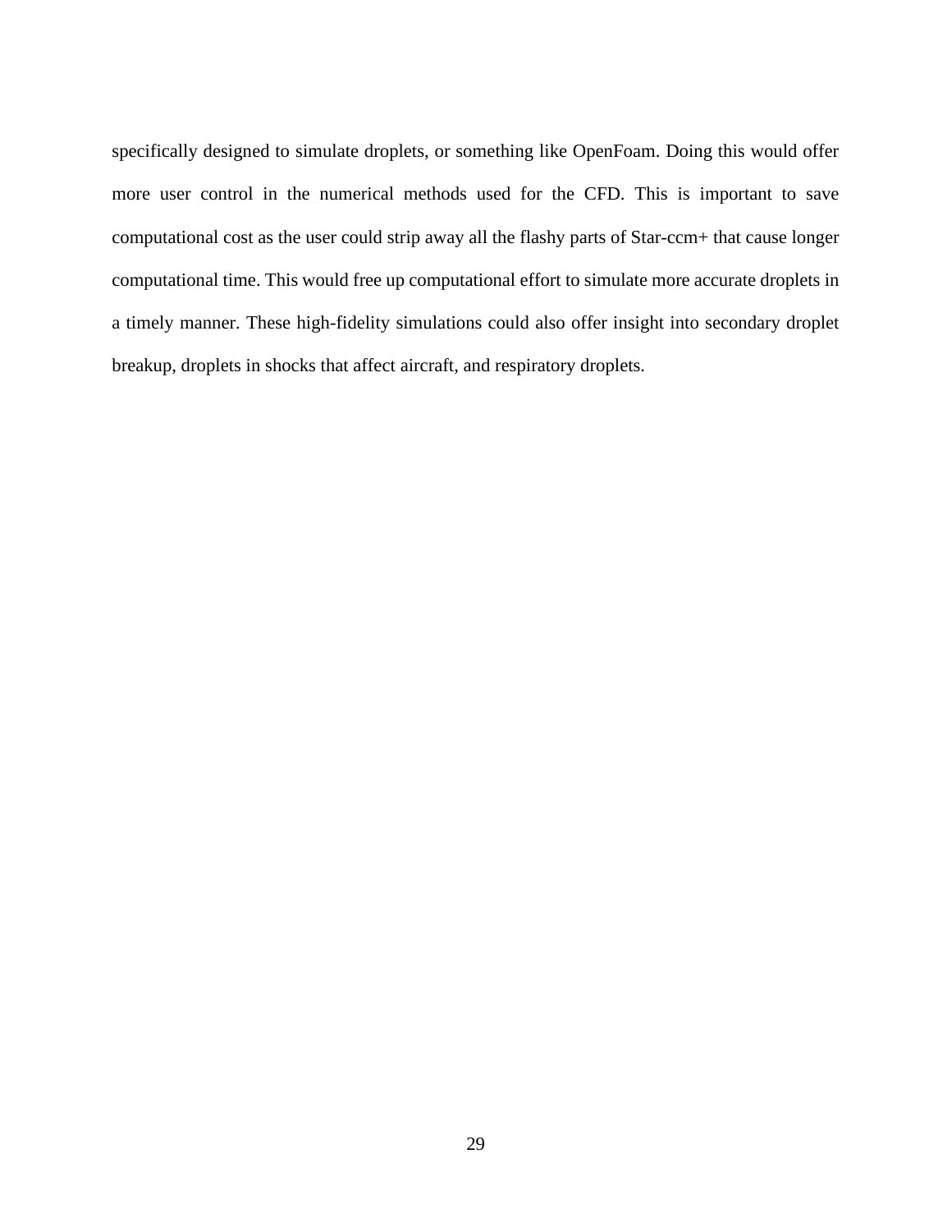specifically designed to simulate droplets, or something like OpenFoam. Doing this would offer more user control in the numerical methods used for the CFD. This is important to save computational cost as the user could strip away all the flashy parts of Star-ccm+ that cause longer computational time. This would free up computational effort to simulate more accurate droplets in a timely manner. These high-fidelity simulations could also offer insight into secondary droplet breakup, droplets in shocks that affect aircraft, and respiratory droplets.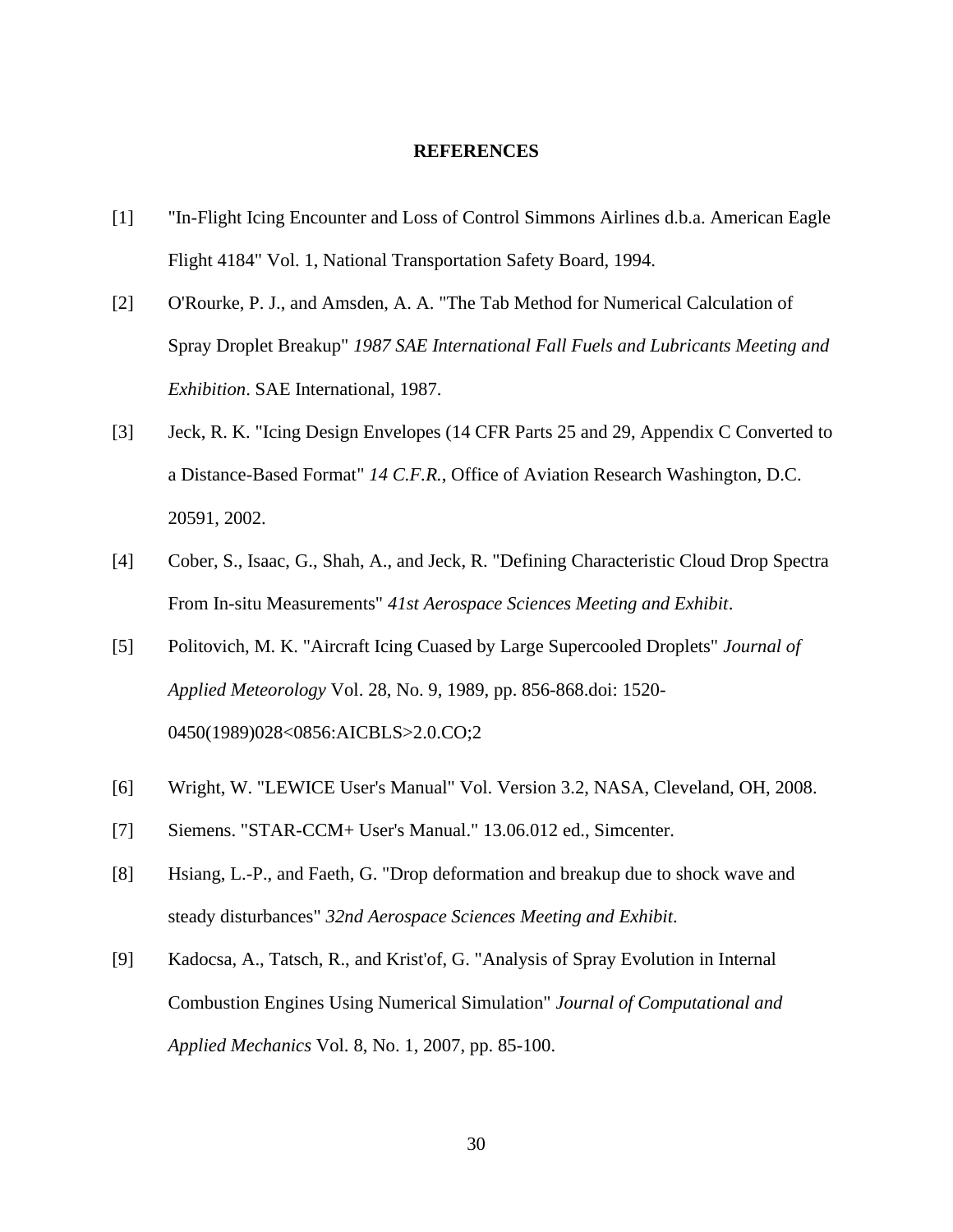# REFERENCES

[1] "In-Flight Icing Encounter and Loss of Control Simmons Airlines d.b.a. American Eagle Flight 4184" Vol. 1, National Transportation Safety Board, 1994.

[2] O'Rourke, P. J., and Amsden, A. A. "The Tab Method for Numerical Calculation of Spray Droplet Breakup" *1987 SAE International Fall Fuels and Lubricants Meeting and Exhibition*. SAE International, 1987.

[3] Jeck, R. K. "Icing Design Envelopes (14 CFR Parts 25 and 29, Appendix C Converted to a Distance-Based Format" *14 C.F.R.*, Office of Aviation Research Washington, D.C. 20591, 2002.

[4] Cober, S., Isaac, G., Shah, A., and Jeck, R. "Defining Characteristic Cloud Drop Spectra From In-situ Measurements" *41st Aerospace Sciences Meeting and Exhibit*.

[5] Politovich, M. K. "Aircraft Icing Cuased by Large Supercooled Droplets" *Journal of Applied Meteorology* Vol. 28, No. 9, 1989, pp. 856-868.doi: 1520-0450(1989)028<0856:AICBLS>2.0.CO;2

[6] Wright, W. "LEWICE User's Manual" Vol. Version 3.2, NASA, Cleveland, OH, 2008.

[7] Siemens. "STAR-CCM+ User's Manual." 13.06.012 ed., Simcenter.

[8] Hsiang, L.-P., and Faeth, G. "Drop deformation and breakup due to shock wave and steady disturbances" *32nd Aerospace Sciences Meeting and Exhibit*.

[9] Kadocsa, A., Tatsch, R., and Krist'of, G. "Analysis of Spray Evolution in Internal Combustion Engines Using Numerical Simulation" *Journal of Computational and Applied Mechanics* Vol. 8, No. 1, 2007, pp. 85-100.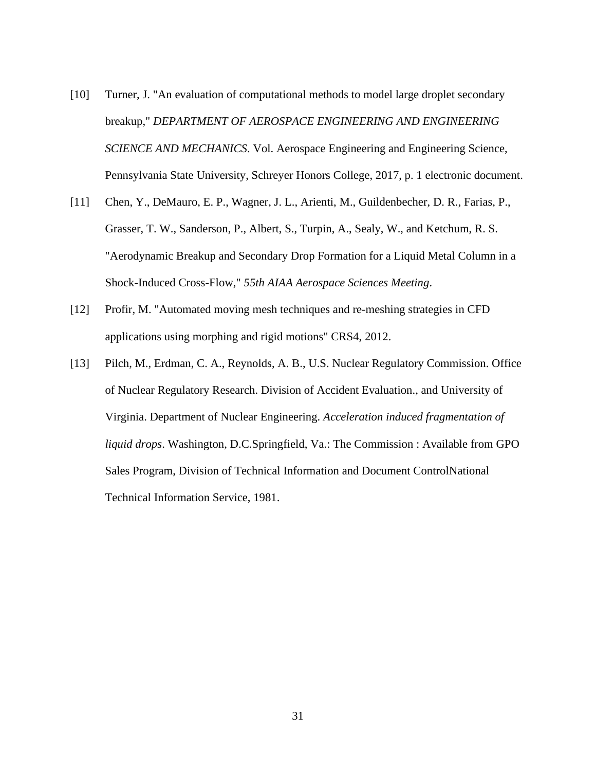[10] Turner, J. "An evaluation of computational methods to model large droplet secondary breakup," *DEPARTMENT OF AEROSPACE ENGINEERING AND ENGINEERING SCIENCE AND MECHANICS*. Vol. Aerospace Engineering and Engineering Science, Pennsylvania State University, Schreyer Honors College, 2017, p. 1 electronic document.

[11] Chen, Y., DeMauro, E. P., Wagner, J. L., Arienti, M., Guildenbecher, D. R., Farias, P., Grasser, T. W., Sanderson, P., Albert, S., Turpin, A., Sealy, W., and Ketchum, R. S. "Aerodynamic Breakup and Secondary Drop Formation for a Liquid Metal Column in a Shock-Induced Cross-Flow," *55th AIAA Aerospace Sciences Meeting*.

[12] Profir, M. "Automated moving mesh techniques and re-meshing strategies in CFD applications using morphing and rigid motions" CRS4, 2012.

[13] Pilch, M., Erdman, C. A., Reynolds, A. B., U.S. Nuclear Regulatory Commission. Office of Nuclear Regulatory Research. Division of Accident Evaluation., and University of Virginia. Department of Nuclear Engineering. *Acceleration induced fragmentation of liquid drops*. Washington, D.C.Springfield, Va.: The Commission : Available from GPO Sales Program, Division of Technical Information and Document ControlNational Technical Information Service, 1981.